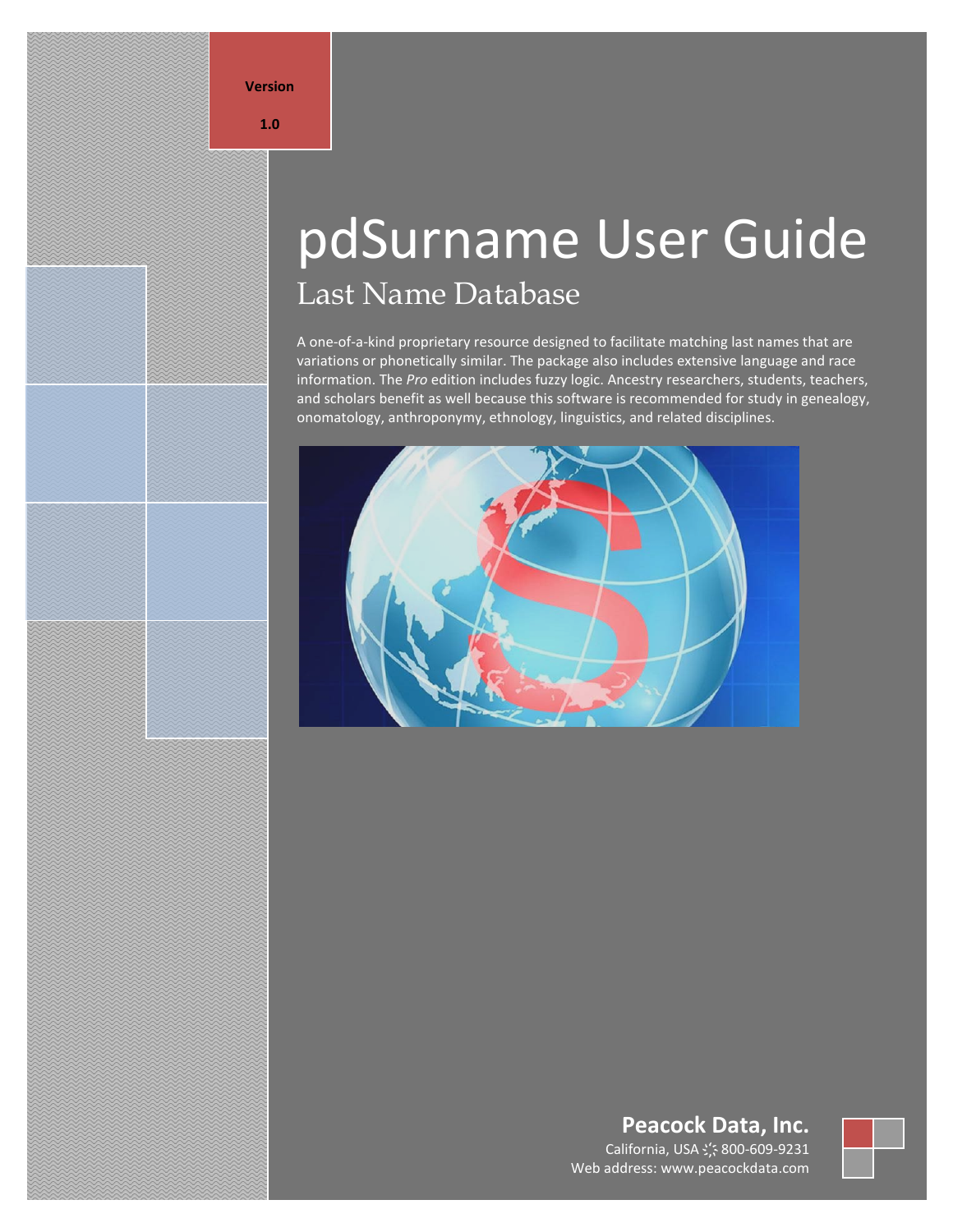Version

1.0

# pdSurname User Guide

## Last Name Database

A one-of-a-kind proprietary resource designed to facilitate matching last names that are variations or phonetically similar. The package also includes extensive language and race information. The *Pro* edition includes fuzzy logic. Ancestry researchers, students, teachers, and scholars benefit as well because this software is recommended for study in genealogy, onomatology, anthroponymy, ethnology, linguistics, and related disciplines.

**Peacock Data, Inc.**

California, USA ⁘ 800-609-9231

Web address: www.peacockdata.com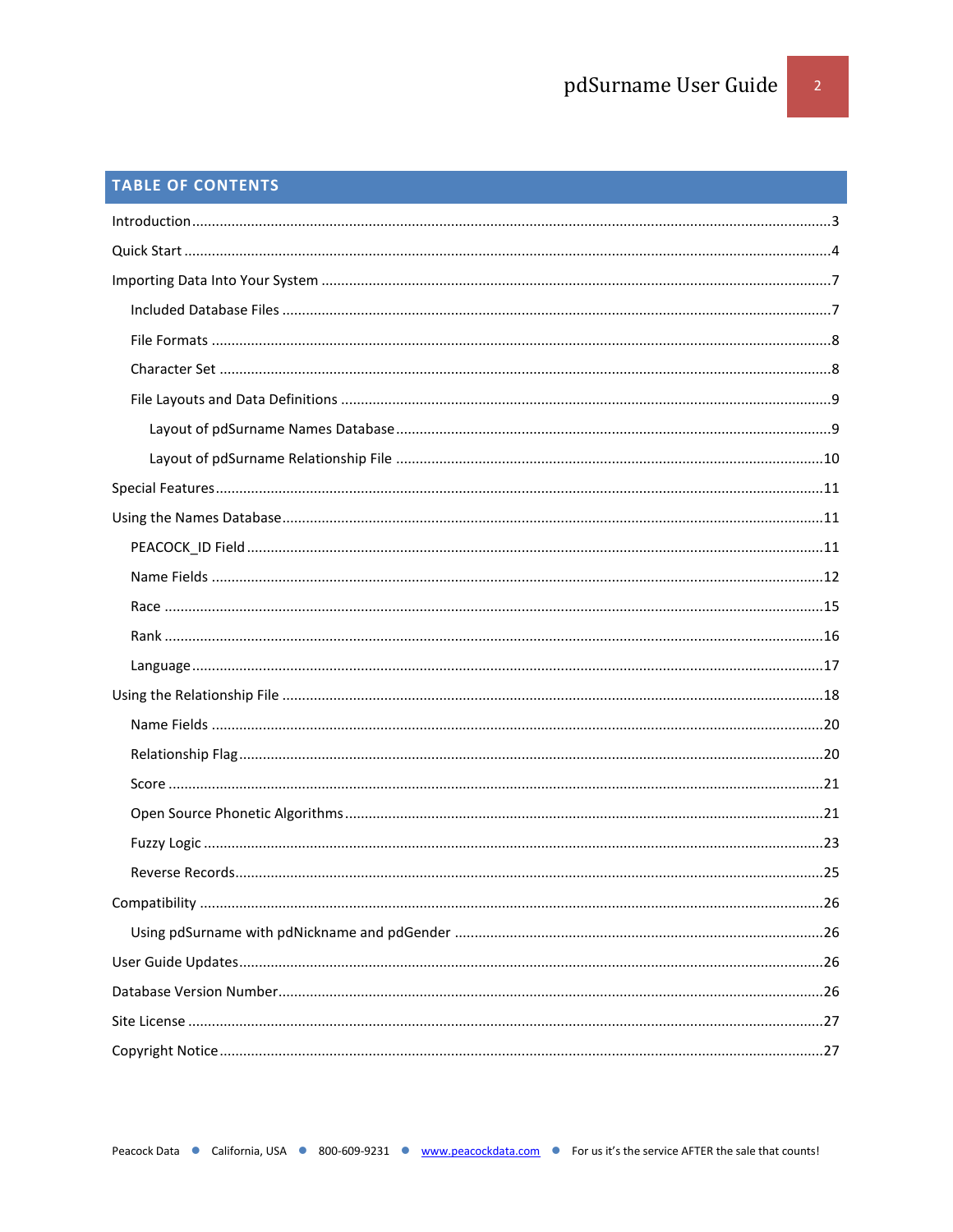## TABLE OF CONTENTS

Introduction ..... 3

Quick Start ..... 4

Importing Data Into Your System ..... 7

- Included Database Files ..... 7
- File Formats ..... 8
- Character Set ..... 8
- File Layouts and Data Definitions ..... 9
  - Layout of pdSurname Names Database ..... 9
  - Layout of pdSurname Relationship File ..... 10

Special Features ..... 11

Using the Names Database ..... 11

- PEACOCK_ID Field ..... 11
- Name Fields ..... 12
- Race ..... 15
- Rank ..... 16
- Language ..... 17

Using the Relationship File ..... 18

- Name Fields ..... 20
- Relationship Flag ..... 20
- Score ..... 21
- Open Source Phonetic Algorithms ..... 21
- Fuzzy Logic ..... 23
- Reverse Records ..... 25

Compatibility ..... 26

- Using pdSurname with pdNickname and pdGender ..... 26

User Guide Updates ..... 26

Database Version Number ..... 26

Site License ..... 27

Copyright Notice ..... 27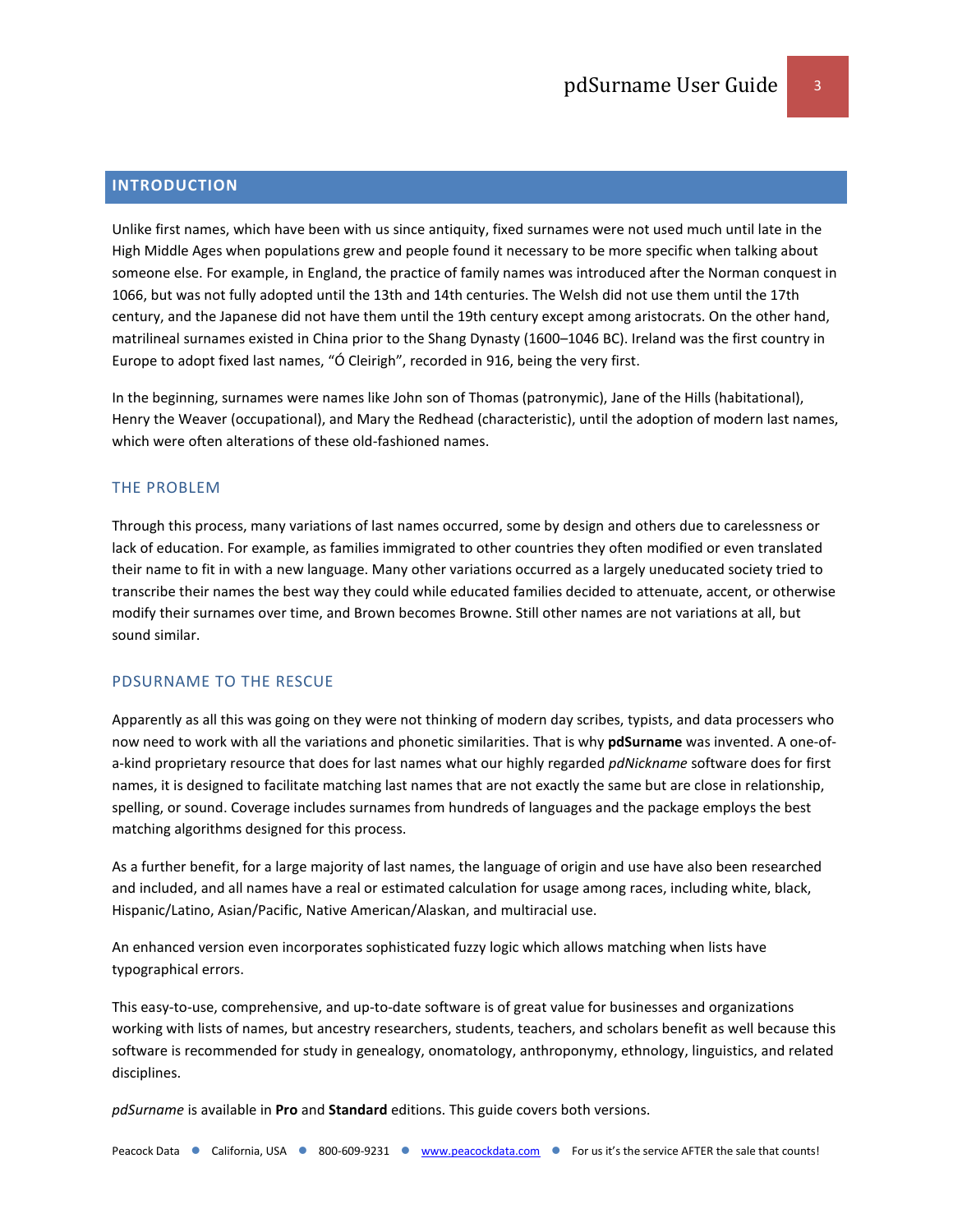## INTRODUCTION

Unlike first names, which have been with us since antiquity, fixed surnames were not used much until late in the High Middle Ages when populations grew and people found it necessary to be more specific when talking about someone else. For example, in England, the practice of family names was introduced after the Norman conquest in 1066, but was not fully adopted until the 13th and 14th centuries. The Welsh did not use them until the 17th century, and the Japanese did not have them until the 19th century except among aristocrats. On the other hand, matrilineal surnames existed in China prior to the Shang Dynasty (1600–1046 BC). Ireland was the first country in Europe to adopt fixed last names, "Ó Cleirigh", recorded in 916, being the very first.

In the beginning, surnames were names like John son of Thomas (patronymic), Jane of the Hills (habitational), Henry the Weaver (occupational), and Mary the Redhead (characteristic), until the adoption of modern last names, which were often alterations of these old-fashioned names.

### THE PROBLEM

Through this process, many variations of last names occurred, some by design and others due to carelessness or lack of education. For example, as families immigrated to other countries they often modified or even translated their name to fit in with a new language. Many other variations occurred as a largely uneducated society tried to transcribe their names the best way they could while educated families decided to attenuate, accent, or otherwise modify their surnames over time, and Brown becomes Browne. Still other names are not variations at all, but sound similar.

### PDSURNAME TO THE RESCUE

Apparently as all this was going on they were not thinking of modern day scribes, typists, and data processers who now need to work with all the variations and phonetic similarities. That is why **pdSurname** was invented. A one-of-a-kind proprietary resource that does for last names what our highly regarded *pdNickname* software does for first names, it is designed to facilitate matching last names that are not exactly the same but are close in relationship, spelling, or sound. Coverage includes surnames from hundreds of languages and the package employs the best matching algorithms designed for this process.

As a further benefit, for a large majority of last names, the language of origin and use have also been researched and included, and all names have a real or estimated calculation for usage among races, including white, black, Hispanic/Latino, Asian/Pacific, Native American/Alaskan, and multiracial use.

An enhanced version even incorporates sophisticated fuzzy logic which allows matching when lists have typographical errors.

This easy-to-use, comprehensive, and up-to-date software is of great value for businesses and organizations working with lists of names, but ancestry researchers, students, teachers, and scholars benefit as well because this software is recommended for study in genealogy, onomatology, anthroponymy, ethnology, linguistics, and related disciplines.

*pdSurname* is available in **Pro** and **Standard** editions. This guide covers both versions.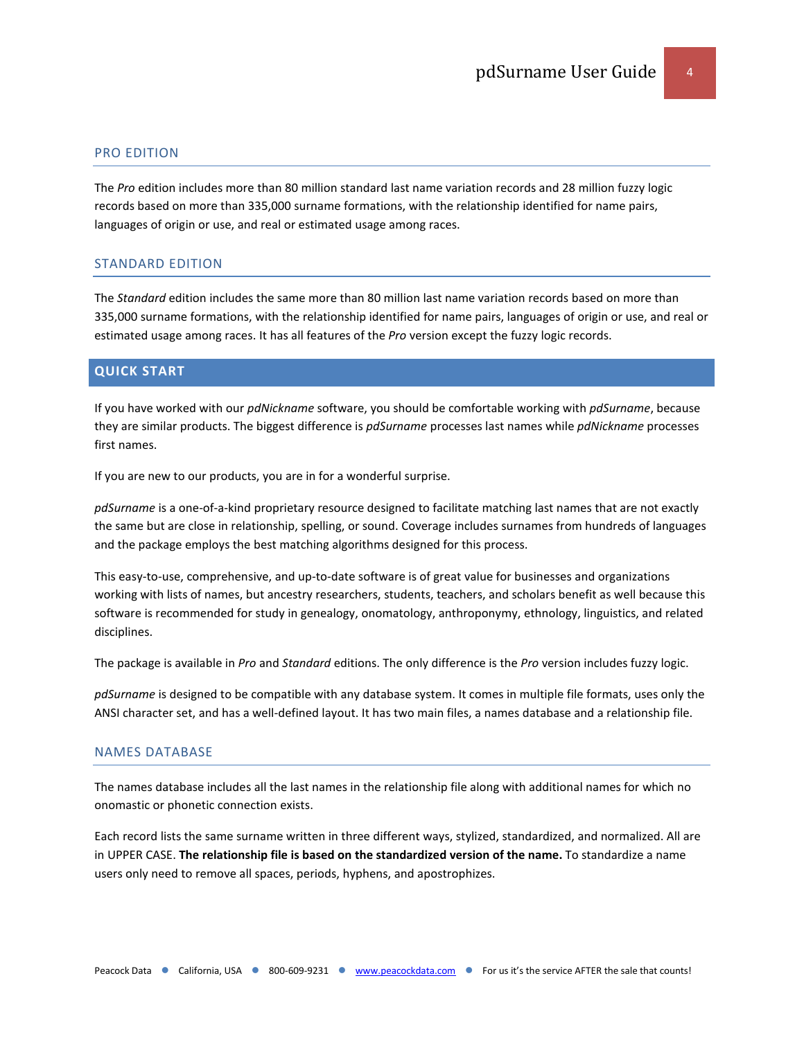### PRO EDITION

The *Pro* edition includes more than 80 million standard last name variation records and 28 million fuzzy logic records based on more than 335,000 surname formations, with the relationship identified for name pairs, languages of origin or use, and real or estimated usage among races.

### STANDARD EDITION

The *Standard* edition includes the same more than 80 million last name variation records based on more than 335,000 surname formations, with the relationship identified for name pairs, languages of origin or use, and real or estimated usage among races. It has all features of the *Pro* version except the fuzzy logic records.

## QUICK START

If you have worked with our *pdNickname* software, you should be comfortable working with *pdSurname*, because they are similar products. The biggest difference is *pdSurname* processes last names while *pdNickname* processes first names.

If you are new to our products, you are in for a wonderful surprise.

*pdSurname* is a one-of-a-kind proprietary resource designed to facilitate matching last names that are not exactly the same but are close in relationship, spelling, or sound. Coverage includes surnames from hundreds of languages and the package employs the best matching algorithms designed for this process.

This easy-to-use, comprehensive, and up-to-date software is of great value for businesses and organizations working with lists of names, but ancestry researchers, students, teachers, and scholars benefit as well because this software is recommended for study in genealogy, onomatology, anthroponymy, ethnology, linguistics, and related disciplines.

The package is available in *Pro* and *Standard* editions. The only difference is the *Pro* version includes fuzzy logic.

*pdSurname* is designed to be compatible with any database system. It comes in multiple file formats, uses only the ANSI character set, and has a well-defined layout. It has two main files, a names database and a relationship file.

### NAMES DATABASE

The names database includes all the last names in the relationship file along with additional names for which no onomastic or phonetic connection exists.

Each record lists the same surname written in three different ways, stylized, standardized, and normalized. All are in UPPER CASE. **The relationship file is based on the standardized version of the name.** To standardize a name users only need to remove all spaces, periods, hyphens, and apostrophizes.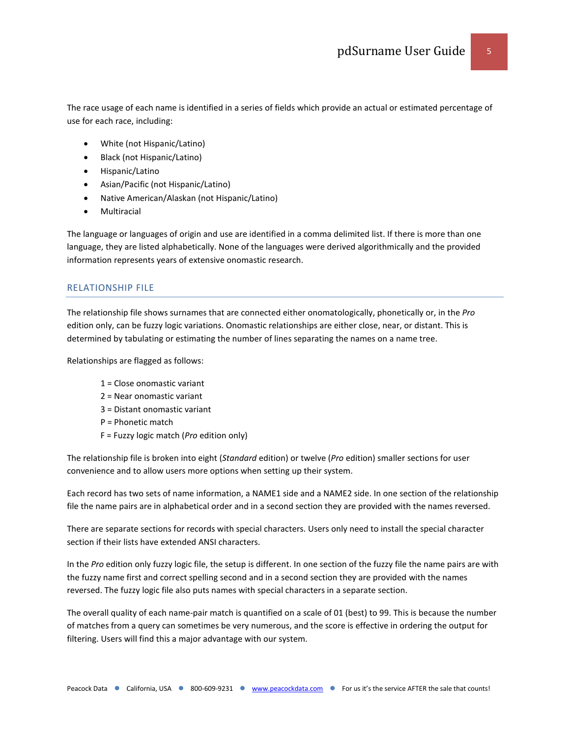The race usage of each name is identified in a series of fields which provide an actual or estimated percentage of use for each race, including:

- White (not Hispanic/Latino)
- Black (not Hispanic/Latino)
- Hispanic/Latino
- Asian/Pacific (not Hispanic/Latino)
- Native American/Alaskan (not Hispanic/Latino)
- Multiracial

The language or languages of origin and use are identified in a comma delimited list. If there is more than one language, they are listed alphabetically. None of the languages were derived algorithmically and the provided information represents years of extensive onomastic research.

## RELATIONSHIP FILE

The relationship file shows surnames that are connected either onomatologically, phonetically or, in the *Pro* edition only, can be fuzzy logic variations. Onomastic relationships are either close, near, or distant. This is determined by tabulating or estimating the number of lines separating the names on a name tree.

Relationships are flagged as follows:

1 = Close onomastic variant
2 = Near onomastic variant
3 = Distant onomastic variant
P = Phonetic match
F = Fuzzy logic match (*Pro* edition only)

The relationship file is broken into eight (*Standard* edition) or twelve (*Pro* edition) smaller sections for user convenience and to allow users more options when setting up their system.

Each record has two sets of name information, a NAME1 side and a NAME2 side. In one section of the relationship file the name pairs are in alphabetical order and in a second section they are provided with the names reversed.

There are separate sections for records with special characters. Users only need to install the special character section if their lists have extended ANSI characters.

In the *Pro* edition only fuzzy logic file, the setup is different. In one section of the fuzzy file the name pairs are with the fuzzy name first and correct spelling second and in a second section they are provided with the names reversed. The fuzzy logic file also puts names with special characters in a separate section.

The overall quality of each name-pair match is quantified on a scale of 01 (best) to 99. This is because the number of matches from a query can sometimes be very numerous, and the score is effective in ordering the output for filtering. Users will find this a major advantage with our system.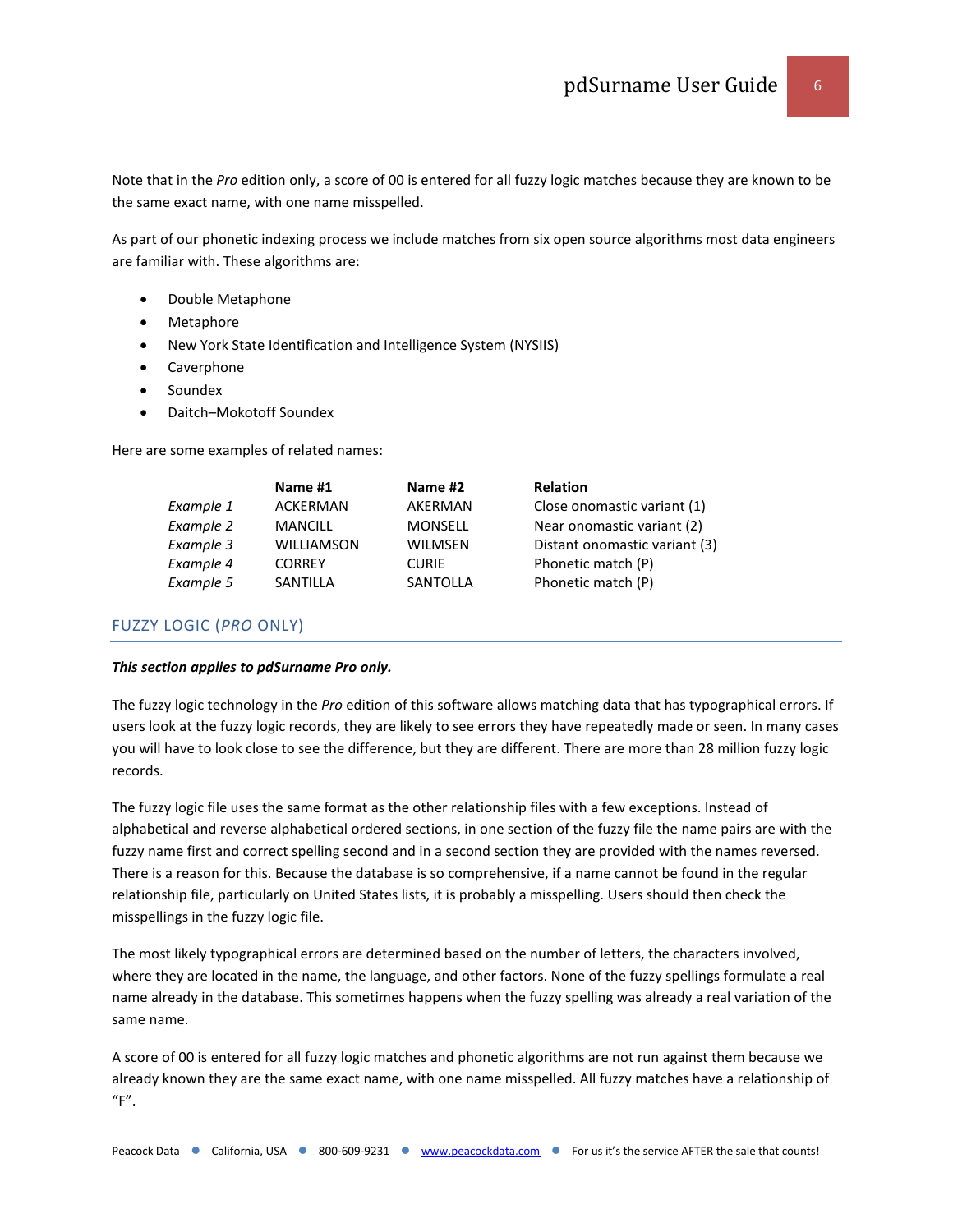Note that in the *Pro* edition only, a score of 00 is entered for all fuzzy logic matches because they are known to be the same exact name, with one name misspelled.

As part of our phonetic indexing process we include matches from six open source algorithms most data engineers are familiar with. These algorithms are:

- Double Metaphone
- Metaphore
- New York State Identification and Intelligence System (NYSIIS)
- Caverphone
- Soundex
- Daitch–Mokotoff Soundex

Here are some examples of related names:

| | Name #1 | Name #2 | Relation |
|---|---|---|---|
| *Example 1* | ACKERMAN | AKERMAN | Close onomastic variant (1) |
| *Example 2* | MANCILL | MONSELL | Near onomastic variant (2) |
| *Example 3* | WILLIAMSON | WILMSEN | Distant onomastic variant (3) |
| *Example 4* | CORREY | CURIE | Phonetic match (P) |
| *Example 5* | SANTILLA | SANTOLLA | Phonetic match (P) |

## FUZZY LOGIC (*PRO* ONLY)

***This section applies to pdSurname Pro only.***

The fuzzy logic technology in the *Pro* edition of this software allows matching data that has typographical errors. If users look at the fuzzy logic records, they are likely to see errors they have repeatedly made or seen. In many cases you will have to look close to see the difference, but they are different. There are more than 28 million fuzzy logic records.

The fuzzy logic file uses the same format as the other relationship files with a few exceptions. Instead of alphabetical and reverse alphabetical ordered sections, in one section of the fuzzy file the name pairs are with the fuzzy name first and correct spelling second and in a second section they are provided with the names reversed. There is a reason for this. Because the database is so comprehensive, if a name cannot be found in the regular relationship file, particularly on United States lists, it is probably a misspelling. Users should then check the misspellings in the fuzzy logic file.

The most likely typographical errors are determined based on the number of letters, the characters involved, where they are located in the name, the language, and other factors. None of the fuzzy spellings formulate a real name already in the database. This sometimes happens when the fuzzy spelling was already a real variation of the same name.

A score of 00 is entered for all fuzzy logic matches and phonetic algorithms are not run against them because we already known they are the same exact name, with one name misspelled. All fuzzy matches have a relationship of "F".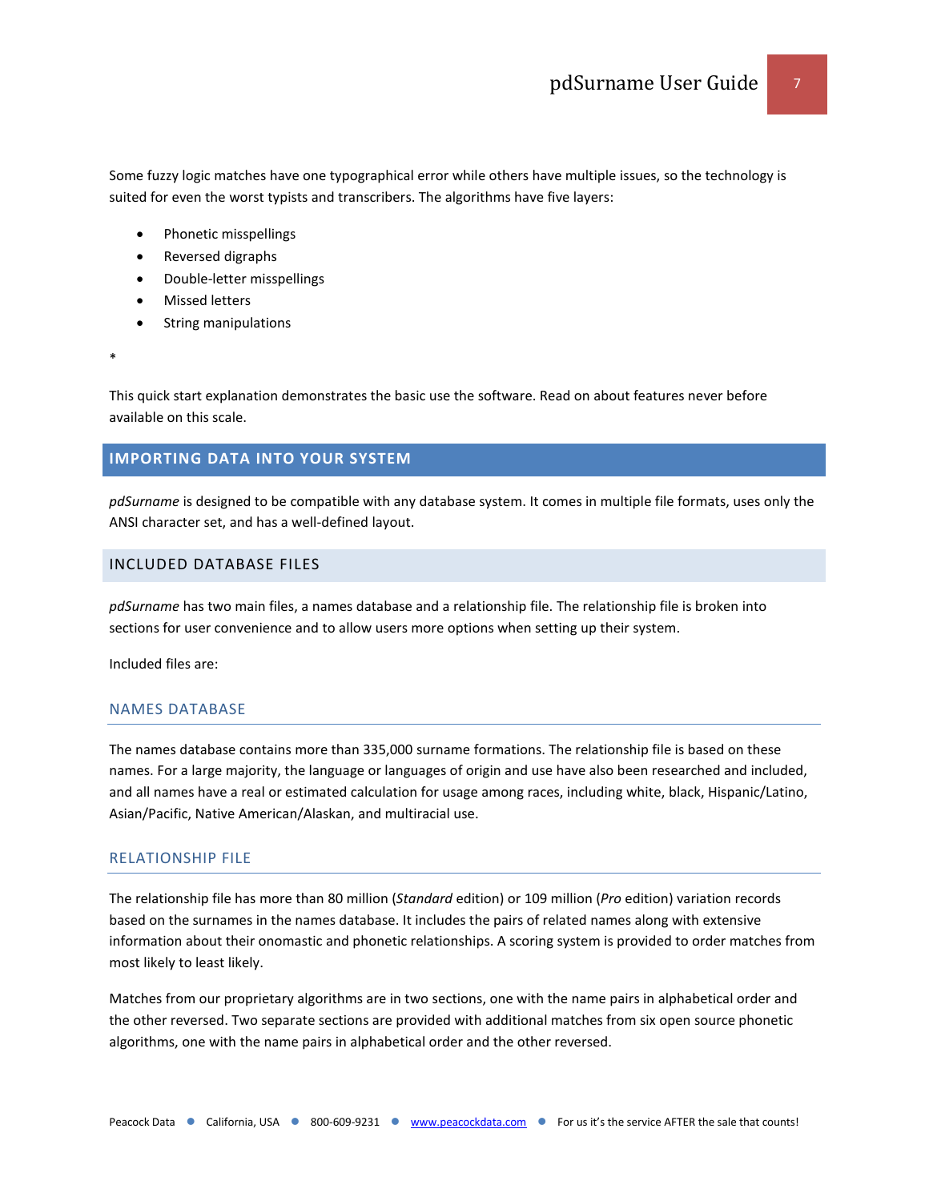Some fuzzy logic matches have one typographical error while others have multiple issues, so the technology is suited for even the worst typists and transcribers. The algorithms have five layers:

- Phonetic misspellings
- Reversed digraphs
- Double-letter misspellings
- Missed letters
- String manipulations

*

This quick start explanation demonstrates the basic use the software. Read on about features never before available on this scale.

# IMPORTING DATA INTO YOUR SYSTEM

*pdSurname* is designed to be compatible with any database system. It comes in multiple file formats, uses only the ANSI character set, and has a well-defined layout.

## INCLUDED DATABASE FILES

*pdSurname* has two main files, a names database and a relationship file. The relationship file is broken into sections for user convenience and to allow users more options when setting up their system.

Included files are:

### NAMES DATABASE

The names database contains more than 335,000 surname formations. The relationship file is based on these names. For a large majority, the language or languages of origin and use have also been researched and included, and all names have a real or estimated calculation for usage among races, including white, black, Hispanic/Latino, Asian/Pacific, Native American/Alaskan, and multiracial use.

### RELATIONSHIP FILE

The relationship file has more than 80 million (*Standard* edition) or 109 million (*Pro* edition) variation records based on the surnames in the names database. It includes the pairs of related names along with extensive information about their onomastic and phonetic relationships. A scoring system is provided to order matches from most likely to least likely.

Matches from our proprietary algorithms are in two sections, one with the name pairs in alphabetical order and the other reversed. Two separate sections are provided with additional matches from six open source phonetic algorithms, one with the name pairs in alphabetical order and the other reversed.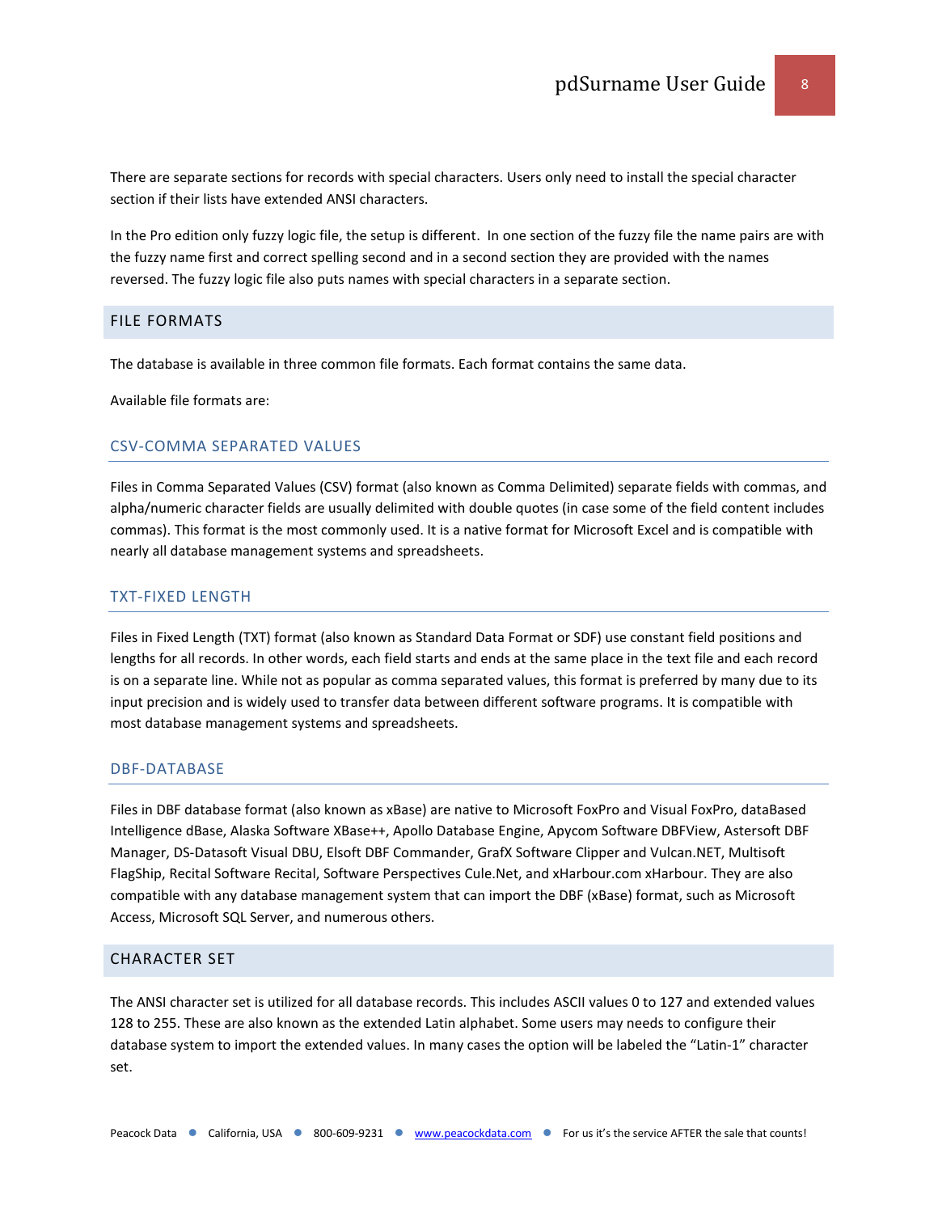There are separate sections for records with special characters. Users only need to install the special character section if their lists have extended ANSI characters.

In the Pro edition only fuzzy logic file, the setup is different. In one section of the fuzzy file the name pairs are with the fuzzy name first and correct spelling second and in a second section they are provided with the names reversed. The fuzzy logic file also puts names with special characters in a separate section.

## FILE FORMATS

The database is available in three common file formats. Each format contains the same data.

Available file formats are:

### CSV-COMMA SEPARATED VALUES

Files in Comma Separated Values (CSV) format (also known as Comma Delimited) separate fields with commas, and alpha/numeric character fields are usually delimited with double quotes (in case some of the field content includes commas). This format is the most commonly used. It is a native format for Microsoft Excel and is compatible with nearly all database management systems and spreadsheets.

### TXT-FIXED LENGTH

Files in Fixed Length (TXT) format (also known as Standard Data Format or SDF) use constant field positions and lengths for all records. In other words, each field starts and ends at the same place in the text file and each record is on a separate line. While not as popular as comma separated values, this format is preferred by many due to its input precision and is widely used to transfer data between different software programs. It is compatible with most database management systems and spreadsheets.

### DBF-DATABASE

Files in DBF database format (also known as xBase) are native to Microsoft FoxPro and Visual FoxPro, dataBased Intelligence dBase, Alaska Software XBase++, Apollo Database Engine, Apycom Software DBFView, Astersoft DBF Manager, DS-Datasoft Visual DBU, Elsoft DBF Commander, GrafX Software Clipper and Vulcan.NET, Multisoft FlagShip, Recital Software Recital, Software Perspectives Cule.Net, and xHarbour.com xHarbour. They are also compatible with any database management system that can import the DBF (xBase) format, such as Microsoft Access, Microsoft SQL Server, and numerous others.

## CHARACTER SET

The ANSI character set is utilized for all database records. This includes ASCII values 0 to 127 and extended values 128 to 255. These are also known as the extended Latin alphabet. Some users may needs to configure their database system to import the extended values. In many cases the option will be labeled the "Latin-1" character set.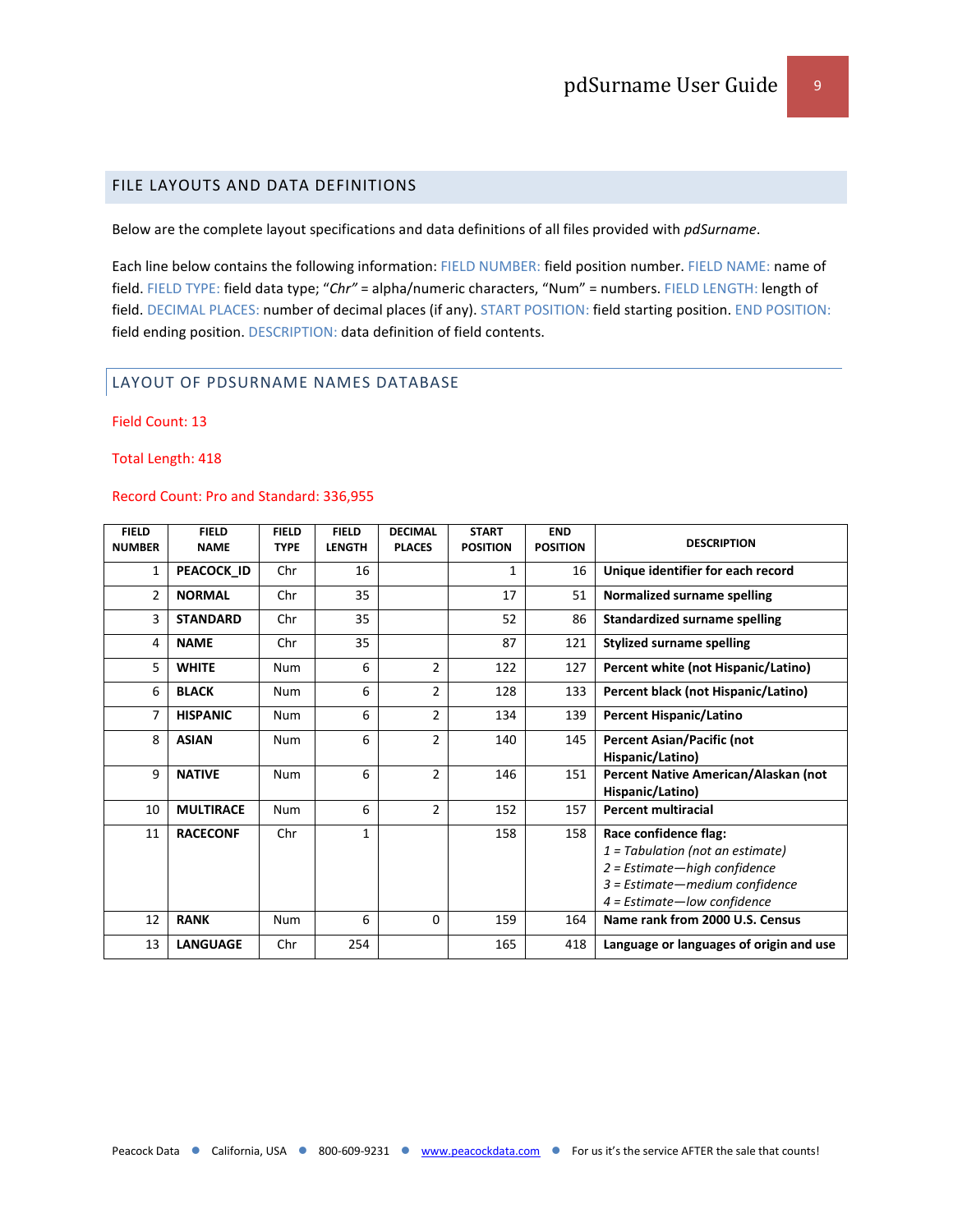## FILE LAYOUTS AND DATA DEFINITIONS

Below are the complete layout specifications and data definitions of all files provided with *pdSurname*.

Each line below contains the following information: FIELD NUMBER: field position number. FIELD NAME: name of field. FIELD TYPE: field data type; "*Chr*" = alpha/numeric characters, "Num" = numbers. FIELD LENGTH: length of field. DECIMAL PLACES: number of decimal places (if any). START POSITION: field starting position. END POSITION: field ending position. DESCRIPTION: data definition of field contents.

### LAYOUT OF PDSURNAME NAMES DATABASE

Field Count: 13

Total Length: 418

Record Count: Pro and Standard: 336,955

| FIELD NUMBER | FIELD NAME | FIELD TYPE | FIELD LENGTH | DECIMAL PLACES | START POSITION | END POSITION | DESCRIPTION |
|---|---|---|---|---|---|---|---|
| 1 | **PEACOCK_ID** | Chr | 16 | | 1 | 16 | **Unique identifier for each record** |
| 2 | **NORMAL** | Chr | 35 | | 17 | 51 | **Normalized surname spelling** |
| 3 | **STANDARD** | Chr | 35 | | 52 | 86 | **Standardized surname spelling** |
| 4 | **NAME** | Chr | 35 | | 87 | 121 | **Stylized surname spelling** |
| 5 | **WHITE** | Num | 6 | 2 | 122 | 127 | **Percent white (not Hispanic/Latino)** |
| 6 | **BLACK** | Num | 6 | 2 | 128 | 133 | **Percent black (not Hispanic/Latino)** |
| 7 | **HISPANIC** | Num | 6 | 2 | 134 | 139 | **Percent Hispanic/Latino** |
| 8 | **ASIAN** | Num | 6 | 2 | 140 | 145 | **Percent Asian/Pacific (not Hispanic/Latino)** |
| 9 | **NATIVE** | Num | 6 | 2 | 146 | 151 | **Percent Native American/Alaskan (not Hispanic/Latino)** |
| 10 | **MULTIRACE** | Num | 6 | 2 | 152 | 157 | **Percent multiracial** |
| 11 | **RACECONF** | Chr | 1 | | 158 | 158 | **Race confidence flag:**<br>*1 = Tabulation (not an estimate)*<br>*2 = Estimate—high confidence*<br>*3 = Estimate—medium confidence*<br>*4 = Estimate—low confidence* |
| 12 | **RANK** | Num | 6 | 0 | 159 | 164 | **Name rank from 2000 U.S. Census** |
| 13 | **LANGUAGE** | Chr | 254 | | 165 | 418 | **Language or languages of origin and use** |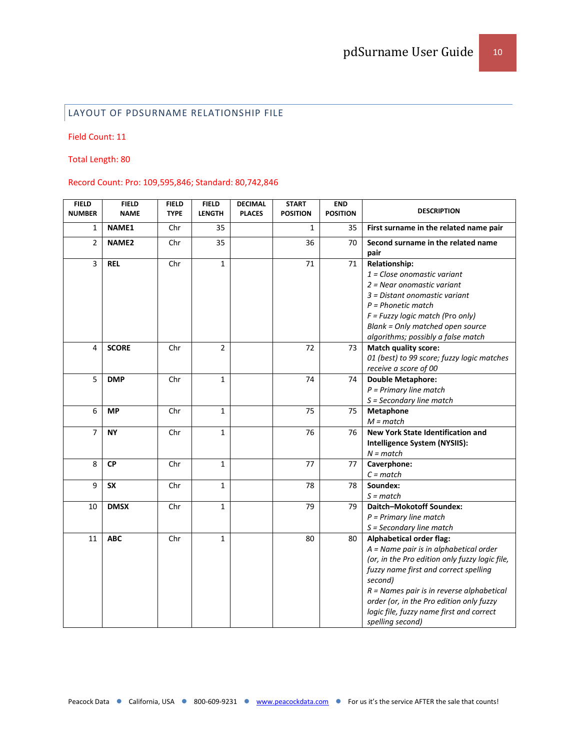## LAYOUT OF PDSURNAME RELATIONSHIP FILE

Field Count: 11

Total Length: 80

Record Count: Pro: 109,595,846; Standard: 80,742,846

| FIELD NUMBER | FIELD NAME | FIELD TYPE | FIELD LENGTH | DECIMAL PLACES | START POSITION | END POSITION | DESCRIPTION |
|---|---|---|---|---|---|---|---|
| 1 | **NAME1** | Chr | 35 | | 1 | 35 | **First surname in the related name pair** |
| 2 | **NAME2** | Chr | 35 | | 36 | 70 | **Second surname in the related name pair** |
| 3 | **REL** | Chr | 1 | | 71 | 71 | **Relationship:**<br>*1 = Close onomastic variant*<br>*2 = Near onomastic variant*<br>*3 = Distant onomastic variant*<br>*P = Phonetic match*<br>*F = Fuzzy logic match (Pro only)*<br>*Blank = Only matched open source algorithms; possibly a false match* |
| 4 | **SCORE** | Chr | 2 | | 72 | 73 | **Match quality score:**<br>*01 (best) to 99 score; fuzzy logic matches receive a score of 00* |
| 5 | **DMP** | Chr | 1 | | 74 | 74 | **Double Metaphore:**<br>*P = Primary line match*<br>*S = Secondary line match* |
| 6 | **MP** | Chr | 1 | | 75 | 75 | **Metaphone**<br>*M = match* |
| 7 | **NY** | Chr | 1 | | 76 | 76 | **New York State Identification and Intelligence System (NYSIIS):**<br>*N = match* |
| 8 | **CP** | Chr | 1 | | 77 | 77 | **Caverphone:**<br>*C = match* |
| 9 | **SX** | Chr | 1 | | 78 | 78 | **Soundex:**<br>*S = match* |
| 10 | **DMSX** | Chr | 1 | | 79 | 79 | **Daitch–Mokotoff Soundex:**<br>*P = Primary line match*<br>*S = Secondary line match* |
| 11 | **ABC** | Chr | 1 | | 80 | 80 | **Alphabetical order flag:**<br>*A = Name pair is in alphabetical order (or, in the Pro edition only fuzzy logic file, fuzzy name first and correct spelling second)*<br>*R = Names pair is in reverse alphabetical order (or, in the Pro edition only fuzzy logic file, fuzzy name first and correct spelling second)* |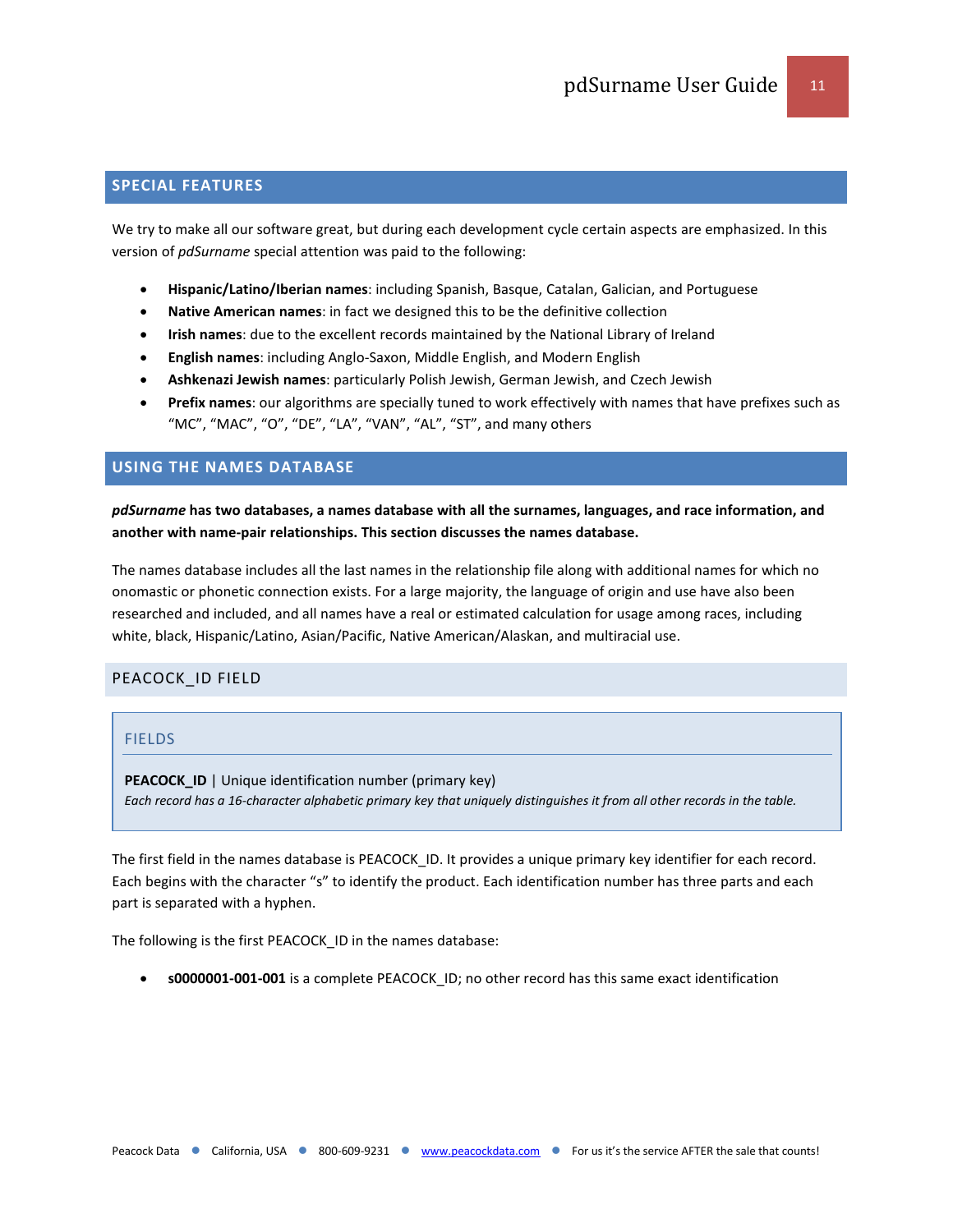## SPECIAL FEATURES

We try to make all our software great, but during each development cycle certain aspects are emphasized. In this version of *pdSurname* special attention was paid to the following:

- **Hispanic/Latino/Iberian names**: including Spanish, Basque, Catalan, Galician, and Portuguese
- **Native American names**: in fact we designed this to be the definitive collection
- **Irish names**: due to the excellent records maintained by the National Library of Ireland
- **English names**: including Anglo-Saxon, Middle English, and Modern English
- **Ashkenazi Jewish names**: particularly Polish Jewish, German Jewish, and Czech Jewish
- **Prefix names**: our algorithms are specially tuned to work effectively with names that have prefixes such as "MC", "MAC", "O", "DE", "LA", "VAN", "AL", "ST", and many others

## USING THE NAMES DATABASE

***pdSurname* has two databases, a names database with all the surnames, languages, and race information, and another with name-pair relationships. This section discusses the names database.**

The names database includes all the last names in the relationship file along with additional names for which no onomastic or phonetic connection exists. For a large majority, the language of origin and use have also been researched and included, and all names have a real or estimated calculation for usage among races, including white, black, Hispanic/Latino, Asian/Pacific, Native American/Alaskan, and multiracial use.

### PEACOCK_ID FIELD

#### FIELDS

**PEACOCK_ID** | Unique identification number (primary key)
*Each record has a 16-character alphabetic primary key that uniquely distinguishes it from all other records in the table.*

The first field in the names database is PEACOCK_ID. It provides a unique primary key identifier for each record. Each begins with the character "s" to identify the product. Each identification number has three parts and each part is separated with a hyphen.

The following is the first PEACOCK_ID in the names database:

- **s0000001-001-001** is a complete PEACOCK_ID; no other record has this same exact identification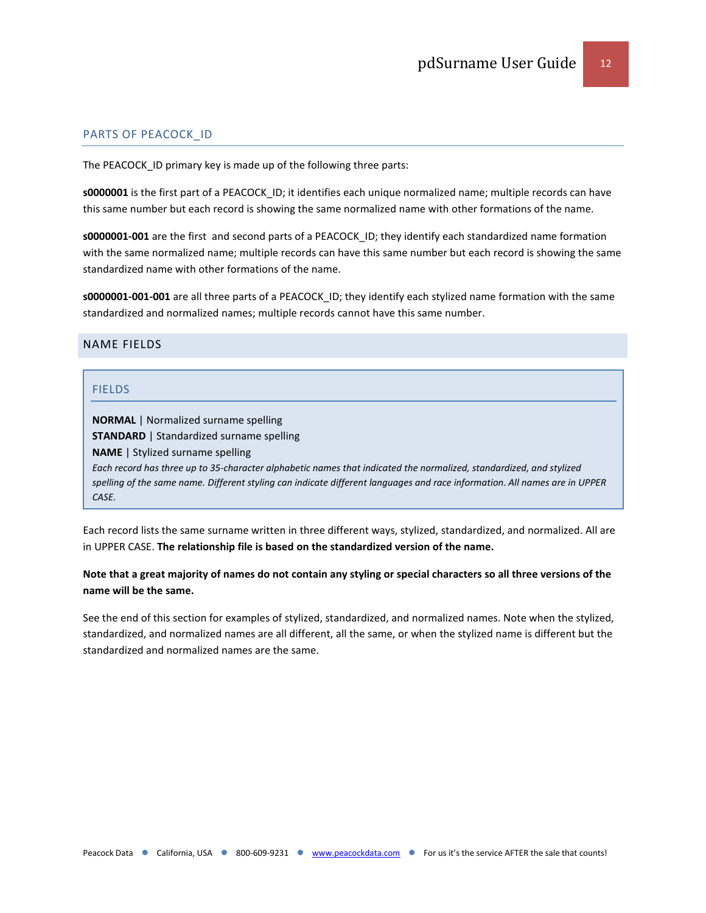## PARTS OF PEACOCK_ID

The PEACOCK_ID primary key is made up of the following three parts:

**s0000001** is the first part of a PEACOCK_ID; it identifies each unique normalized name; multiple records can have this same number but each record is showing the same normalized name with other formations of the name.

**s0000001-001** are the first and second parts of a PEACOCK_ID; they identify each standardized name formation with the same normalized name; multiple records can have this same number but each record is showing the same standardized name with other formations of the name.

**s0000001-001-001** are all three parts of a PEACOCK_ID; they identify each stylized name formation with the same standardized and normalized names; multiple records cannot have this same number.

## NAME FIELDS

### FIELDS

**NORMAL** | Normalized surname spelling
**STANDARD** | Standardized surname spelling
**NAME** | Stylized surname spelling
*Each record has three up to 35-character alphabetic names that indicated the normalized, standardized, and stylized spelling of the same name. Different styling can indicate different languages and race information. All names are in UPPER CASE.*

Each record lists the same surname written in three different ways, stylized, standardized, and normalized. All are in UPPER CASE. **The relationship file is based on the standardized version of the name.**

**Note that a great majority of names do not contain any styling or special characters so all three versions of the name will be the same.**

See the end of this section for examples of stylized, standardized, and normalized names. Note when the stylized, standardized, and normalized names are all different, all the same, or when the stylized name is different but the standardized and normalized names are the same.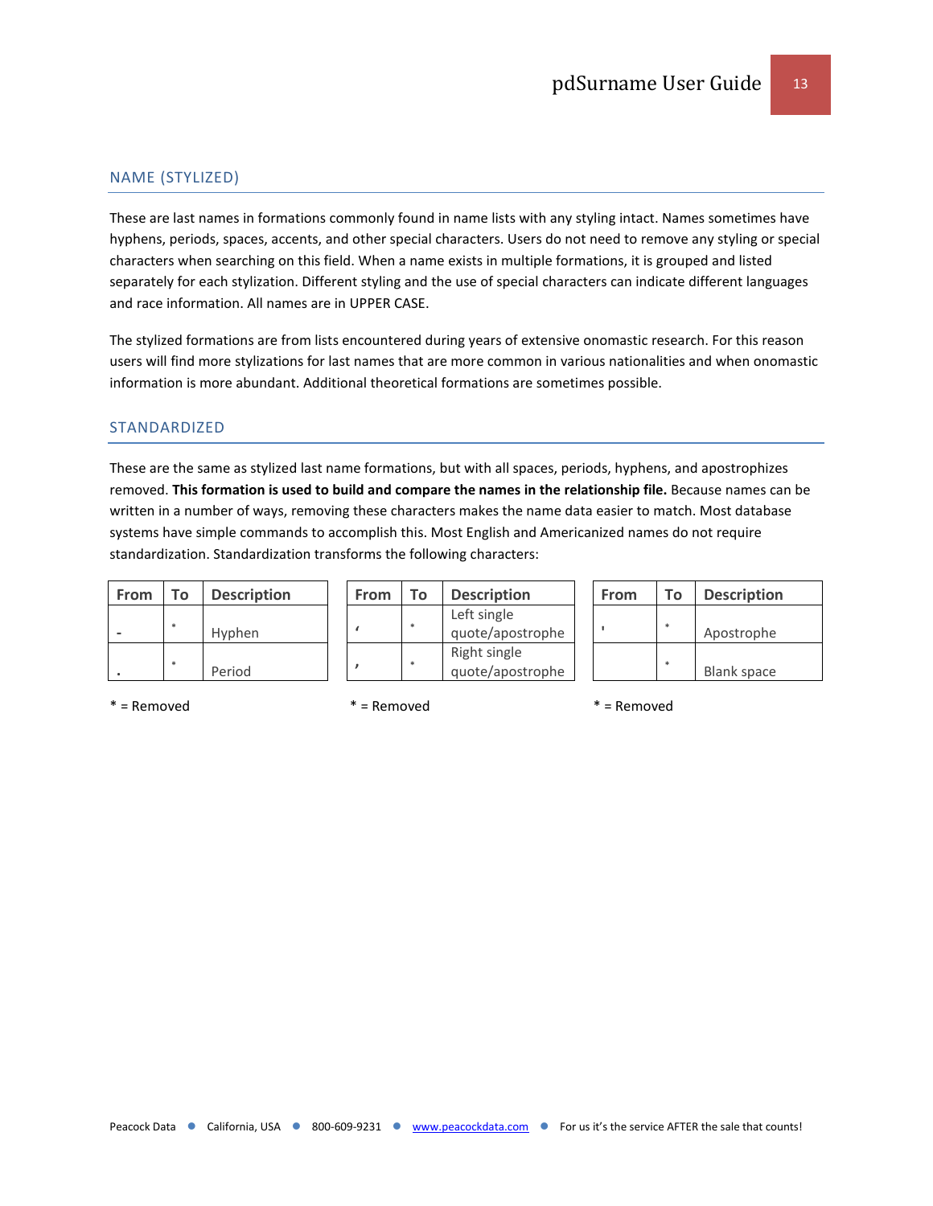## NAME (STYLIZED)

These are last names in formations commonly found in name lists with any styling intact. Names sometimes have hyphens, periods, spaces, accents, and other special characters. Users do not need to remove any styling or special characters when searching on this field. When a name exists in multiple formations, it is grouped and listed separately for each stylization. Different styling and the use of special characters can indicate different languages and race information. All names are in UPPER CASE.

The stylized formations are from lists encountered during years of extensive onomastic research. For this reason users will find more stylizations for last names that are more common in various nationalities and when onomastic information is more abundant. Additional theoretical formations are sometimes possible.

## STANDARDIZED

These are the same as stylized last name formations, but with all spaces, periods, hyphens, and apostrophizes removed. **This formation is used to build and compare the names in the relationship file.** Because names can be written in a number of ways, removing these characters makes the name data easier to match. Most database systems have simple commands to accomplish this. Most English and Americanized names do not require standardization. Standardization transforms the following characters:

| From | To | Description |
|---|---|---|
| - | * | Hyphen |
| . | * | Period |

* = Removed

| From | To | Description |
|---|---|---|
| ‘ | * | Left single quote/apostrophe |
| ’ | * | Right single quote/apostrophe |

* = Removed

| From | To | Description |
|---|---|---|
| ' | * | Apostrophe |
| | * | Blank space |

* = Removed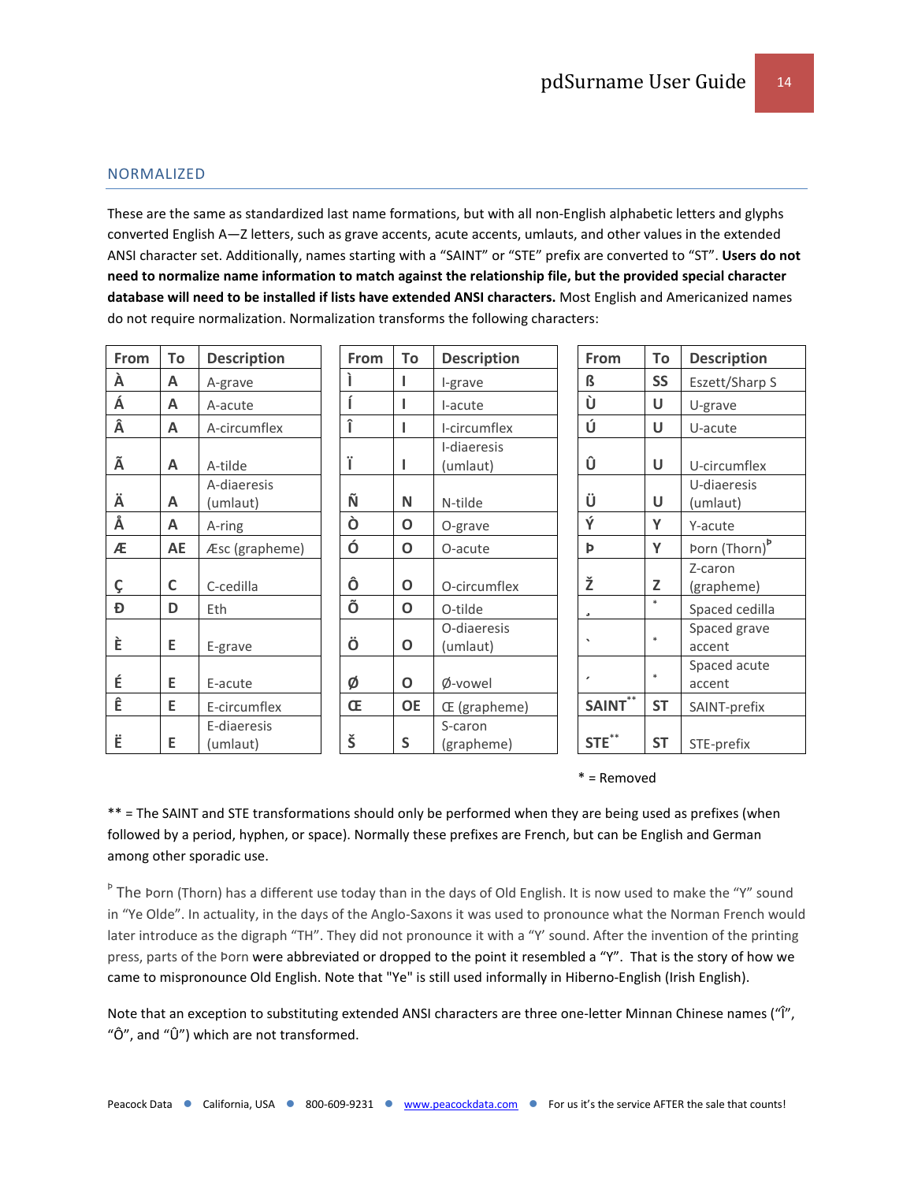## NORMALIZED

These are the same as standardized last name formations, but with all non-English alphabetic letters and glyphs converted English A—Z letters, such as grave accents, acute accents, umlauts, and other values in the extended ANSI character set. Additionally, names starting with a "SAINT" or "STE" prefix are converted to "ST". **Users do not need to normalize name information to match against the relationship file, but the provided special character database will need to be installed if lists have extended ANSI characters.** Most English and Americanized names do not require normalization. Normalization transforms the following characters:

| From | To | Description |
|---|---|---|
| À | A | A-grave |
| Á | A | A-acute |
| Â | A | A-circumflex |
| Ã | A | A-tilde |
| Ä | A | A-diaeresis (umlaut) |
| Å | A | A-ring |
| Æ | AE | Æsc (grapheme) |
| Ç | C | C-cedilla |
| Ð | D | Eth |
| È | E | E-grave |
| É | E | E-acute |
| Ê | E | E-circumflex |
| Ë | E | E-diaeresis (umlaut) |

| From | To | Description |
|---|---|---|
| Ì | I | I-grave |
| Í | I | I-acute |
| Î | I | I-circumflex |
| Ï | I | I-diaeresis (umlaut) |
| Ñ | N | N-tilde |
| Ò | O | O-grave |
| Ó | O | O-acute |
| Ô | O | O-circumflex |
| Õ | O | O-tilde |
| Ö | O | O-diaeresis (umlaut) |
| Ø | O | Ø-vowel |
| Œ | OE | Œ (grapheme) |
| Š | S | S-caron (grapheme) |

| From | To | Description |
|---|---|---|
| ß | SS | Eszett/Sharp S |
| Ù | U | U-grave |
| Ú | U | U-acute |
| Û | U | U-circumflex |
| Ü | U | U-diaeresis (umlaut) |
| Ý | Y | Y-acute |
| Þ | Y | Þorn (Thorn)[Þ] |
| Ž | Z | Z-caron (grapheme) |
| ¸ | * | Spaced cedilla |
| ` | * | Spaced grave accent |
| ´ | * | Spaced acute accent |
| SAINT** | ST | SAINT-prefix |
| STE** | ST | STE-prefix |

* = Removed

** = The SAINT and STE transformations should only be performed when they are being used as prefixes (when followed by a period, hyphen, or space). Normally these prefixes are French, but can be English and German among other sporadic use.

[Þ] The Þorn (Thorn) has a different use today than in the days of Old English. It is now used to make the "Y" sound in "Ye Olde". In actuality, in the days of the Anglo-Saxons it was used to pronounce what the Norman French would later introduce as the digraph "TH". They did not pronounce it with a "Y' sound. After the invention of the printing press, parts of the Þorn were abbreviated or dropped to the point it resembled a "Y". That is the story of how we came to mispronounce Old English. Note that "Ye" is still used informally in Hiberno-English (Irish English).

Note that an exception to substituting extended ANSI characters are three one-letter Minnan Chinese names ("Î", "Ô", and "Û") which are not transformed.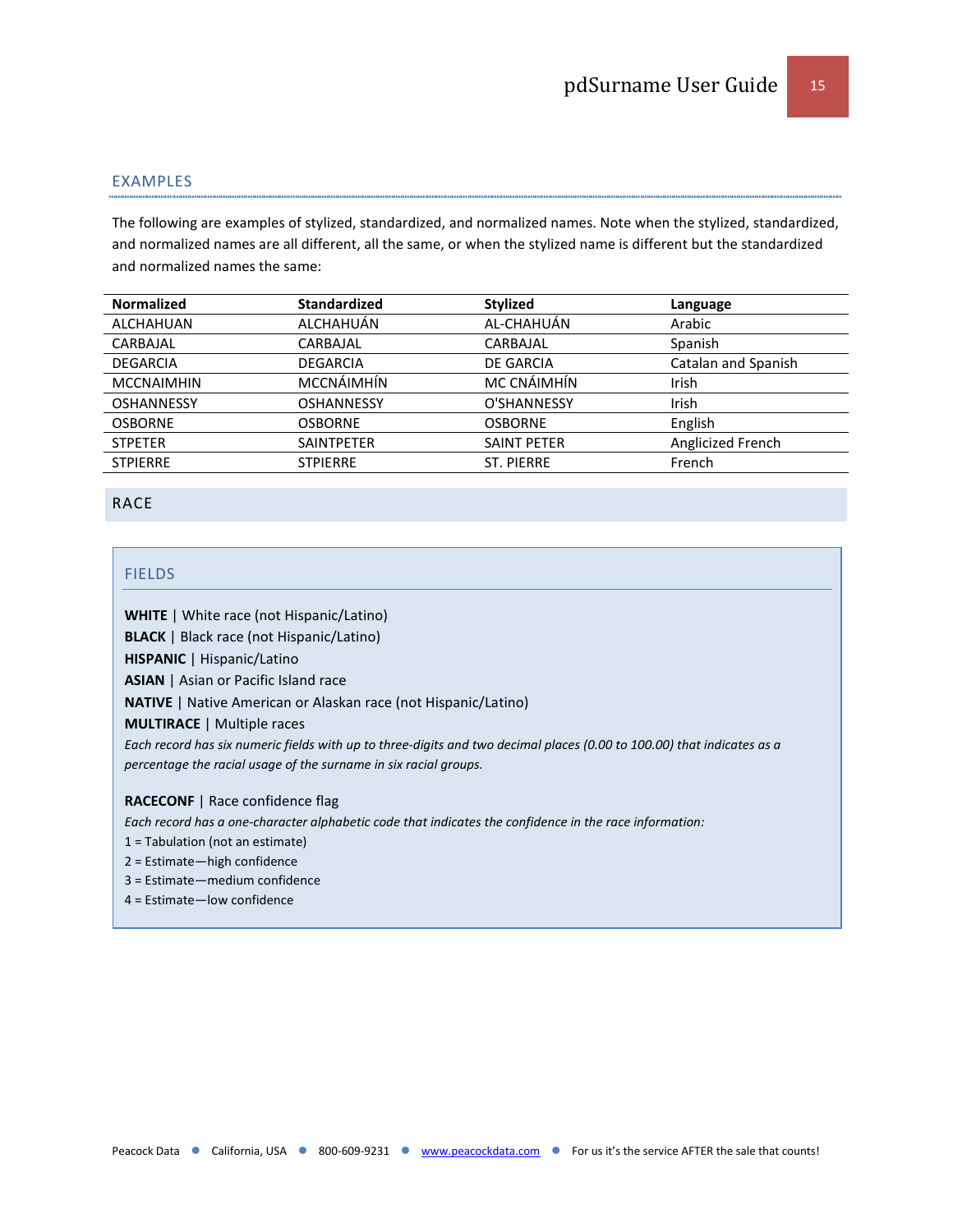## EXAMPLES

The following are examples of stylized, standardized, and normalized names. Note when the stylized, standardized, and normalized names are all different, all the same, or when the stylized name is different but the standardized and normalized names the same:

| Normalized | Standardized | Stylized | Language |
|---|---|---|---|
| ALCHAHUAN | ALCHAHUÁN | AL-CHAHUÁN | Arabic |
| CARBAJAL | CARBAJAL | CARBAJAL | Spanish |
| DEGARCIA | DEGARCIA | DE GARCIA | Catalan and Spanish |
| MCCNAIMHIN | MCCNÁIMHÍN | MC CNÁIMHÍN | Irish |
| OSHANNESSY | OSHANNESSY | O'SHANNESSY | Irish |
| OSBORNE | OSBORNE | OSBORNE | English |
| STPETER | SAINTPETER | SAINT PETER | Anglicized French |
| STPIERRE | STPIERRE | ST. PIERRE | French |

# RACE

## FIELDS

**WHITE** | White race (not Hispanic/Latino)
**BLACK** | Black race (not Hispanic/Latino)
**HISPANIC** | Hispanic/Latino
**ASIAN** | Asian or Pacific Island race
**NATIVE** | Native American or Alaskan race (not Hispanic/Latino)
**MULTIRACE** | Multiple races
*Each record has six numeric fields with up to three-digits and two decimal places (0.00 to 100.00) that indicates as a percentage the racial usage of the surname in six racial groups.*

**RACECONF** | Race confidence flag
*Each record has a one-character alphabetic code that indicates the confidence in the race information:*
1 = Tabulation (not an estimate)
2 = Estimate—high confidence
3 = Estimate—medium confidence
4 = Estimate—low confidence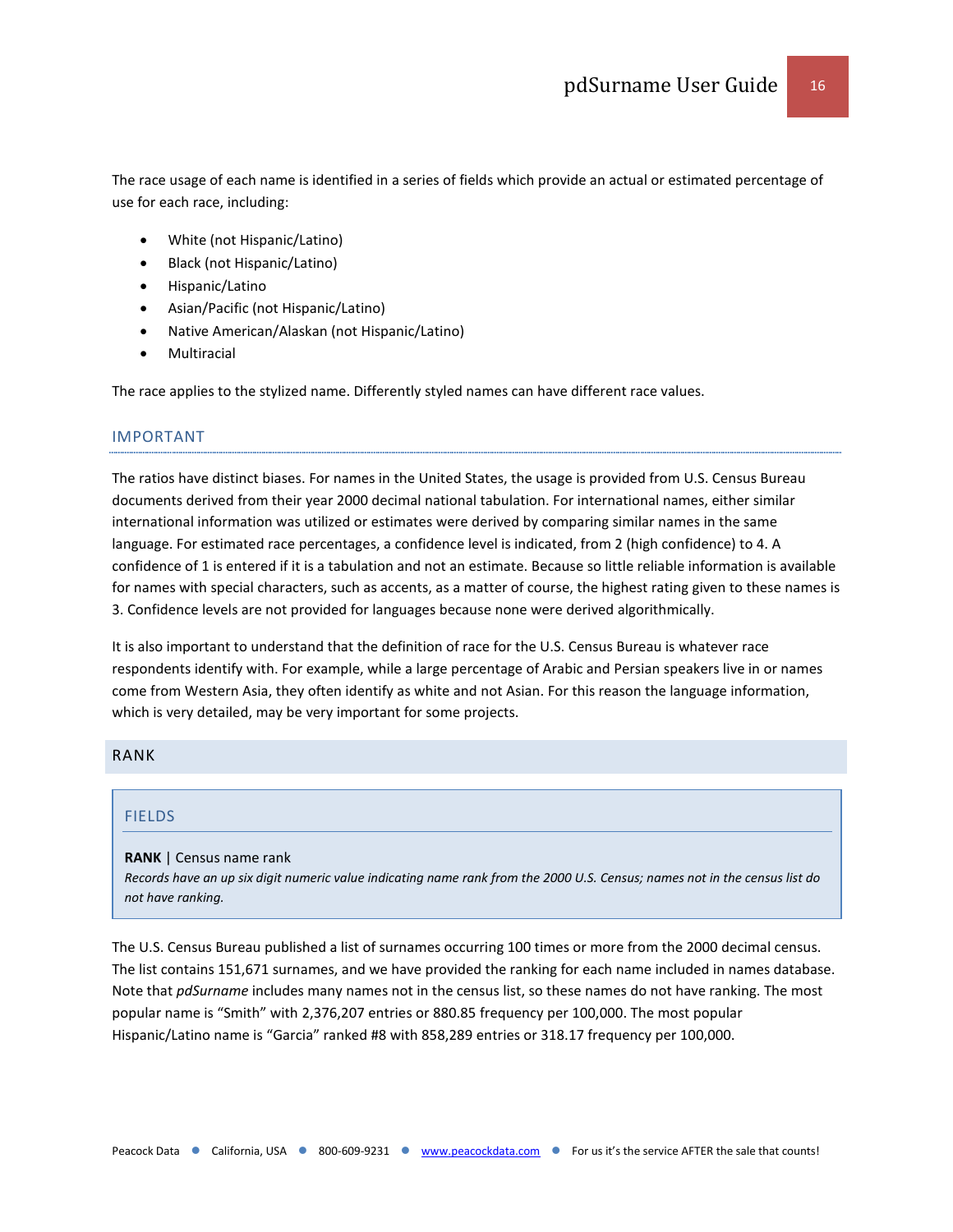The race usage of each name is identified in a series of fields which provide an actual or estimated percentage of use for each race, including:

- White (not Hispanic/Latino)
- Black (not Hispanic/Latino)
- Hispanic/Latino
- Asian/Pacific (not Hispanic/Latino)
- Native American/Alaskan (not Hispanic/Latino)
- Multiracial

The race applies to the stylized name. Differently styled names can have different race values.

### IMPORTANT

The ratios have distinct biases. For names in the United States, the usage is provided from U.S. Census Bureau documents derived from their year 2000 decimal national tabulation. For international names, either similar international information was utilized or estimates were derived by comparing similar names in the same language. For estimated race percentages, a confidence level is indicated, from 2 (high confidence) to 4. A confidence of 1 is entered if it is a tabulation and not an estimate. Because so little reliable information is available for names with special characters, such as accents, as a matter of course, the highest rating given to these names is 3. Confidence levels are not provided for languages because none were derived algorithmically.

It is also important to understand that the definition of race for the U.S. Census Bureau is whatever race respondents identify with. For example, while a large percentage of Arabic and Persian speakers live in or names come from Western Asia, they often identify as white and not Asian. For this reason the language information, which is very detailed, may be very important for some projects.

## RANK

### FIELDS

**RANK** | Census name rank

*Records have an up six digit numeric value indicating name rank from the 2000 U.S. Census; names not in the census list do not have ranking.*

The U.S. Census Bureau published a list of surnames occurring 100 times or more from the 2000 decimal census. The list contains 151,671 surnames, and we have provided the ranking for each name included in names database. Note that *pdSurname* includes many names not in the census list, so these names do not have ranking. The most popular name is "Smith" with 2,376,207 entries or 880.85 frequency per 100,000. The most popular Hispanic/Latino name is "Garcia" ranked #8 with 858,289 entries or 318.17 frequency per 100,000.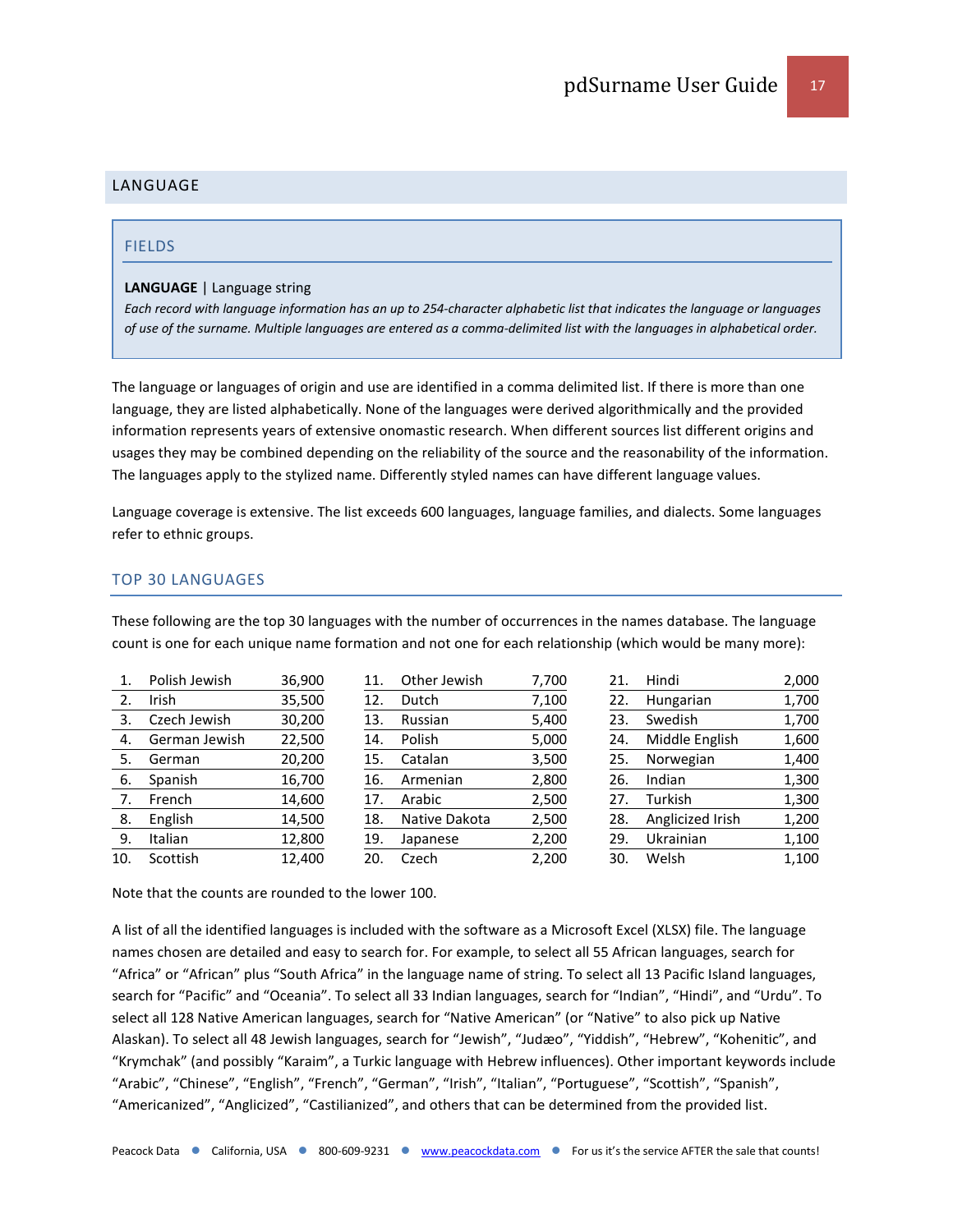## LANGUAGE

### FIELDS

**LANGUAGE** | Language string

*Each record with language information has an up to 254-character alphabetic list that indicates the language or languages of use of the surname. Multiple languages are entered as a comma-delimited list with the languages in alphabetical order.*

The language or languages of origin and use are identified in a comma delimited list. If there is more than one language, they are listed alphabetically. None of the languages were derived algorithmically and the provided information represents years of extensive onomastic research. When different sources list different origins and usages they may be combined depending on the reliability of the source and the reasonability of the information. The languages apply to the stylized name. Differently styled names can have different language values.

Language coverage is extensive. The list exceeds 600 languages, language families, and dialects. Some languages refer to ethnic groups.

### TOP 30 LANGUAGES

These following are the top 30 languages with the number of occurrences in the names database. The language count is one for each unique name formation and not one for each relationship (which would be many more):

| | | | | | | | | |
|---|---|---|---|---|---|---|---|---|
| 1. | Polish Jewish | 36,900 | 11. | Other Jewish | 7,700 | 21. | Hindi | 2,000 |
| 2. | Irish | 35,500 | 12. | Dutch | 7,100 | 22. | Hungarian | 1,700 |
| 3. | Czech Jewish | 30,200 | 13. | Russian | 5,400 | 23. | Swedish | 1,700 |
| 4. | German Jewish | 22,500 | 14. | Polish | 5,000 | 24. | Middle English | 1,600 |
| 5. | German | 20,200 | 15. | Catalan | 3,500 | 25. | Norwegian | 1,400 |
| 6. | Spanish | 16,700 | 16. | Armenian | 2,800 | 26. | Indian | 1,300 |
| 7. | French | 14,600 | 17. | Arabic | 2,500 | 27. | Turkish | 1,300 |
| 8. | English | 14,500 | 18. | Native Dakota | 2,500 | 28. | Anglicized Irish | 1,200 |
| 9. | Italian | 12,800 | 19. | Japanese | 2,200 | 29. | Ukrainian | 1,100 |
| 10. | Scottish | 12,400 | 20. | Czech | 2,200 | 30. | Welsh | 1,100 |

Note that the counts are rounded to the lower 100.

A list of all the identified languages is included with the software as a Microsoft Excel (XLSX) file. The language names chosen are detailed and easy to search for. For example, to select all 55 African languages, search for "Africa" or "African" plus "South Africa" in the language name of string. To select all 13 Pacific Island languages, search for "Pacific" and "Oceania". To select all 33 Indian languages, search for "Indian", "Hindi", and "Urdu". To select all 128 Native American languages, search for "Native American" (or "Native" to also pick up Native Alaskan). To select all 48 Jewish languages, search for "Jewish", "Judæo", "Yiddish", "Hebrew", "Kohenitic", and "Krymchak" (and possibly "Karaim", a Turkic language with Hebrew influences). Other important keywords include "Arabic", "Chinese", "English", "French", "German", "Irish", "Italian", "Portuguese", "Scottish", "Spanish", "Americanized", "Anglicized", "Castilianized", and others that can be determined from the provided list.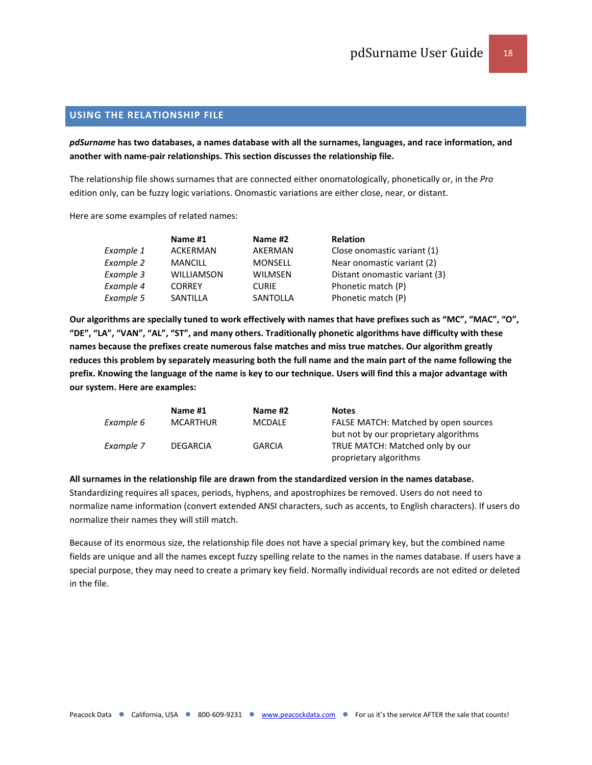## USING THE RELATIONSHIP FILE

***pdSurname*** **has two databases, a names database with all the surnames, languages, and race information, and another with name-pair relationships. This section discusses the relationship file.**

The relationship file shows surnames that are connected either onomatologically, phonetically or, in the *Pro* edition only, can be fuzzy logic variations. Onomastic variations are either close, near, or distant.

Here are some examples of related names:

| | Name #1 | Name #2 | Relation |
|---|---|---|---|
| *Example 1* | ACKERMAN | AKERMAN | Close onomastic variant (1) |
| *Example 2* | MANCILL | MONSELL | Near onomastic variant (2) |
| *Example 3* | WILLIAMSON | WILMSEN | Distant onomastic variant (3) |
| *Example 4* | CORREY | CURIE | Phonetic match (P) |
| *Example 5* | SANTILLA | SANTOLLA | Phonetic match (P) |

**Our algorithms are specially tuned to work effectively with names that have prefixes such as "MC", "MAC", "O", "DE", "LA", "VAN", "AL", "ST", and many others. Traditionally phonetic algorithms have difficulty with these names because the prefixes create numerous false matches and miss true matches. Our algorithm greatly reduces this problem by separately measuring both the full name and the main part of the name following the prefix. Knowing the language of the name is key to our technique. Users will find this a major advantage with our system. Here are examples:**

| | Name #1 | Name #2 | Notes |
|---|---|---|---|
| *Example 6* | MCARTHUR | MCDALE | FALSE MATCH: Matched by open sources but not by our proprietary algorithms |
| *Example 7* | DEGARCIA | GARCIA | TRUE MATCH: Matched only by our proprietary algorithms |

**All surnames in the relationship file are drawn from the standardized version in the names database.** Standardizing requires all spaces, periods, hyphens, and apostrophizes be removed. Users do not need to normalize name information (convert extended ANSI characters, such as accents, to English characters). If users do normalize their names they will still match.

Because of its enormous size, the relationship file does not have a special primary key, but the combined name fields are unique and all the names except fuzzy spelling relate to the names in the names database. If users have a special purpose, they may need to create a primary key field. Normally individual records are not edited or deleted in the file.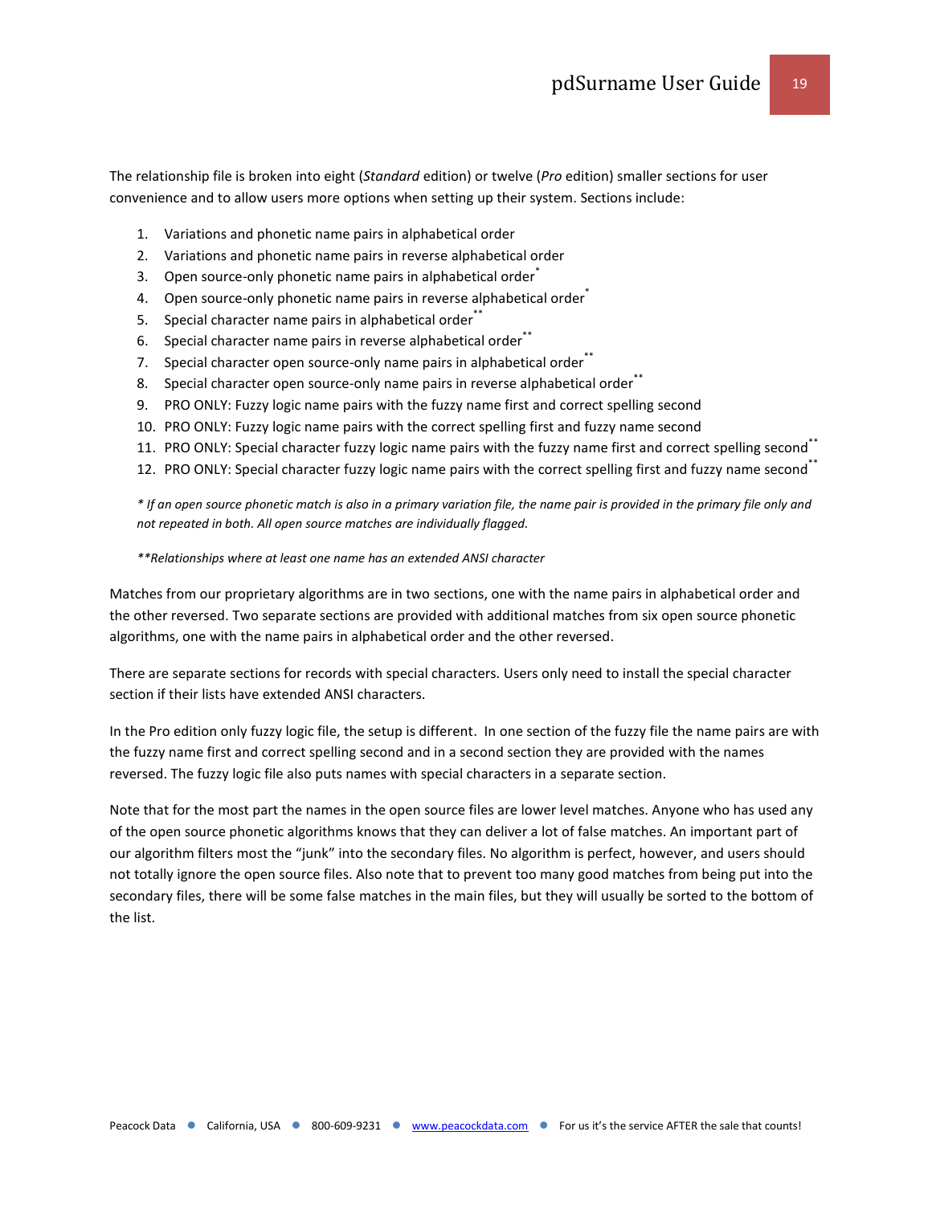The relationship file is broken into eight (*Standard* edition) or twelve (*Pro* edition) smaller sections for user convenience and to allow users more options when setting up their system. Sections include:

1. Variations and phonetic name pairs in alphabetical order
2. Variations and phonetic name pairs in reverse alphabetical order
3. Open source-only phonetic name pairs in alphabetical order*
4. Open source-only phonetic name pairs in reverse alphabetical order*
5. Special character name pairs in alphabetical order**
6. Special character name pairs in reverse alphabetical order**
7. Special character open source-only name pairs in alphabetical order**
8. Special character open source-only name pairs in reverse alphabetical order**
9. PRO ONLY: Fuzzy logic name pairs with the fuzzy name first and correct spelling second
10. PRO ONLY: Fuzzy logic name pairs with the correct spelling first and fuzzy name second
11. PRO ONLY: Special character fuzzy logic name pairs with the fuzzy name first and correct spelling second**
12. PRO ONLY: Special character fuzzy logic name pairs with the correct spelling first and fuzzy name second**

*\* If an open source phonetic match is also in a primary variation file, the name pair is provided in the primary file only and not repeated in both. All open source matches are individually flagged.*

*\*\*Relationships where at least one name has an extended ANSI character*

Matches from our proprietary algorithms are in two sections, one with the name pairs in alphabetical order and the other reversed. Two separate sections are provided with additional matches from six open source phonetic algorithms, one with the name pairs in alphabetical order and the other reversed.

There are separate sections for records with special characters. Users only need to install the special character section if their lists have extended ANSI characters.

In the Pro edition only fuzzy logic file, the setup is different. In one section of the fuzzy file the name pairs are with the fuzzy name first and correct spelling second and in a second section they are provided with the names reversed. The fuzzy logic file also puts names with special characters in a separate section.

Note that for the most part the names in the open source files are lower level matches. Anyone who has used any of the open source phonetic algorithms knows that they can deliver a lot of false matches. An important part of our algorithm filters most the "junk" into the secondary files. No algorithm is perfect, however, and users should not totally ignore the open source files. Also note that to prevent too many good matches from being put into the secondary files, there will be some false matches in the main files, but they will usually be sorted to the bottom of the list.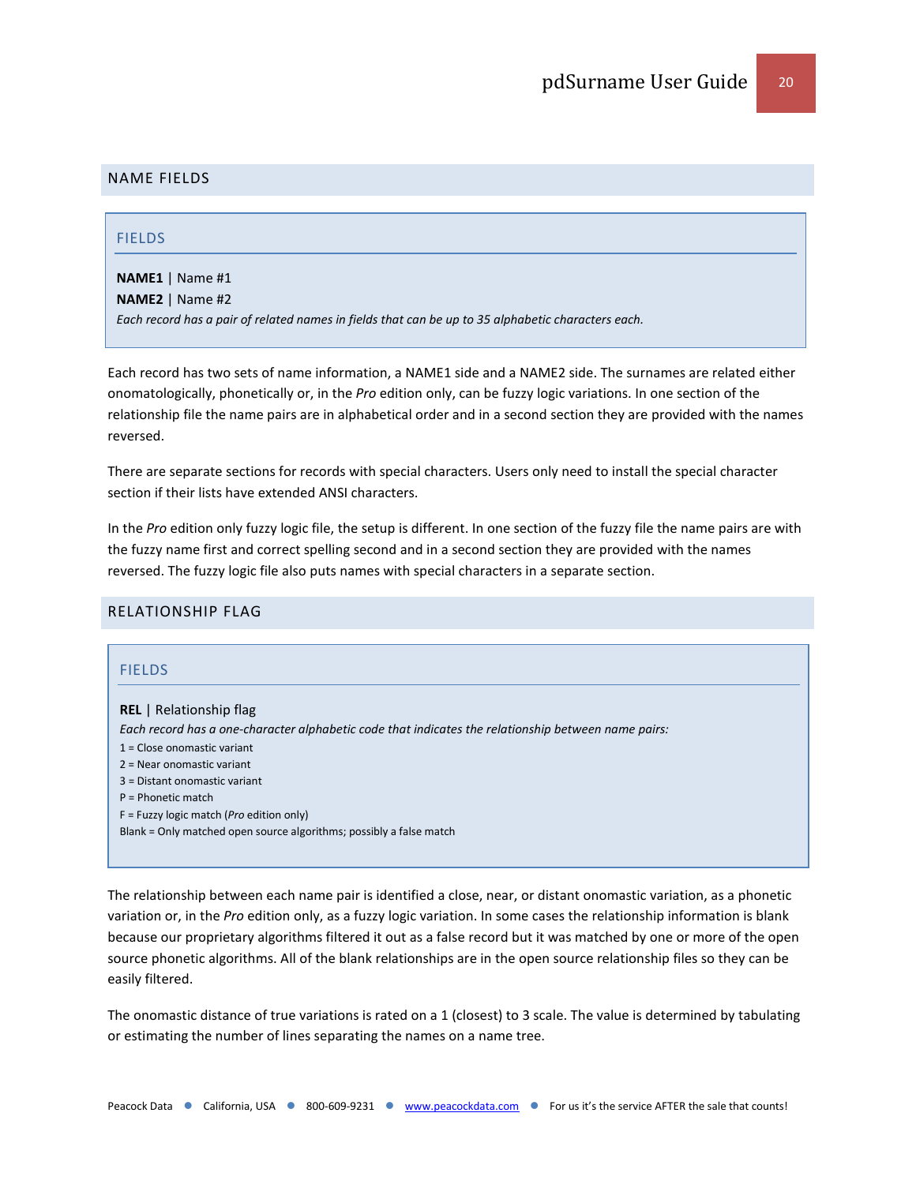## NAME FIELDS

### FIELDS

**NAME1** | Name #1
**NAME2** | Name #2
*Each record has a pair of related names in fields that can be up to 35 alphabetic characters each.*

Each record has two sets of name information, a NAME1 side and a NAME2 side. The surnames are related either onomatologically, phonetically or, in the *Pro* edition only, can be fuzzy logic variations. In one section of the relationship file the name pairs are in alphabetical order and in a second section they are provided with the names reversed.

There are separate sections for records with special characters. Users only need to install the special character section if their lists have extended ANSI characters.

In the *Pro* edition only fuzzy logic file, the setup is different. In one section of the fuzzy file the name pairs are with the fuzzy name first and correct spelling second and in a second section they are provided with the names reversed. The fuzzy logic file also puts names with special characters in a separate section.

## RELATIONSHIP FLAG

### FIELDS

**REL** | Relationship flag
*Each record has a one-character alphabetic code that indicates the relationship between name pairs:*
1 = Close onomastic variant
2 = Near onomastic variant
3 = Distant onomastic variant
P = Phonetic match
F = Fuzzy logic match (*Pro* edition only)
Blank = Only matched open source algorithms; possibly a false match

The relationship between each name pair is identified a close, near, or distant onomastic variation, as a phonetic variation or, in the *Pro* edition only, as a fuzzy logic variation. In some cases the relationship information is blank because our proprietary algorithms filtered it out as a false record but it was matched by one or more of the open source phonetic algorithms. All of the blank relationships are in the open source relationship files so they can be easily filtered.

The onomastic distance of true variations is rated on a 1 (closest) to 3 scale. The value is determined by tabulating or estimating the number of lines separating the names on a name tree.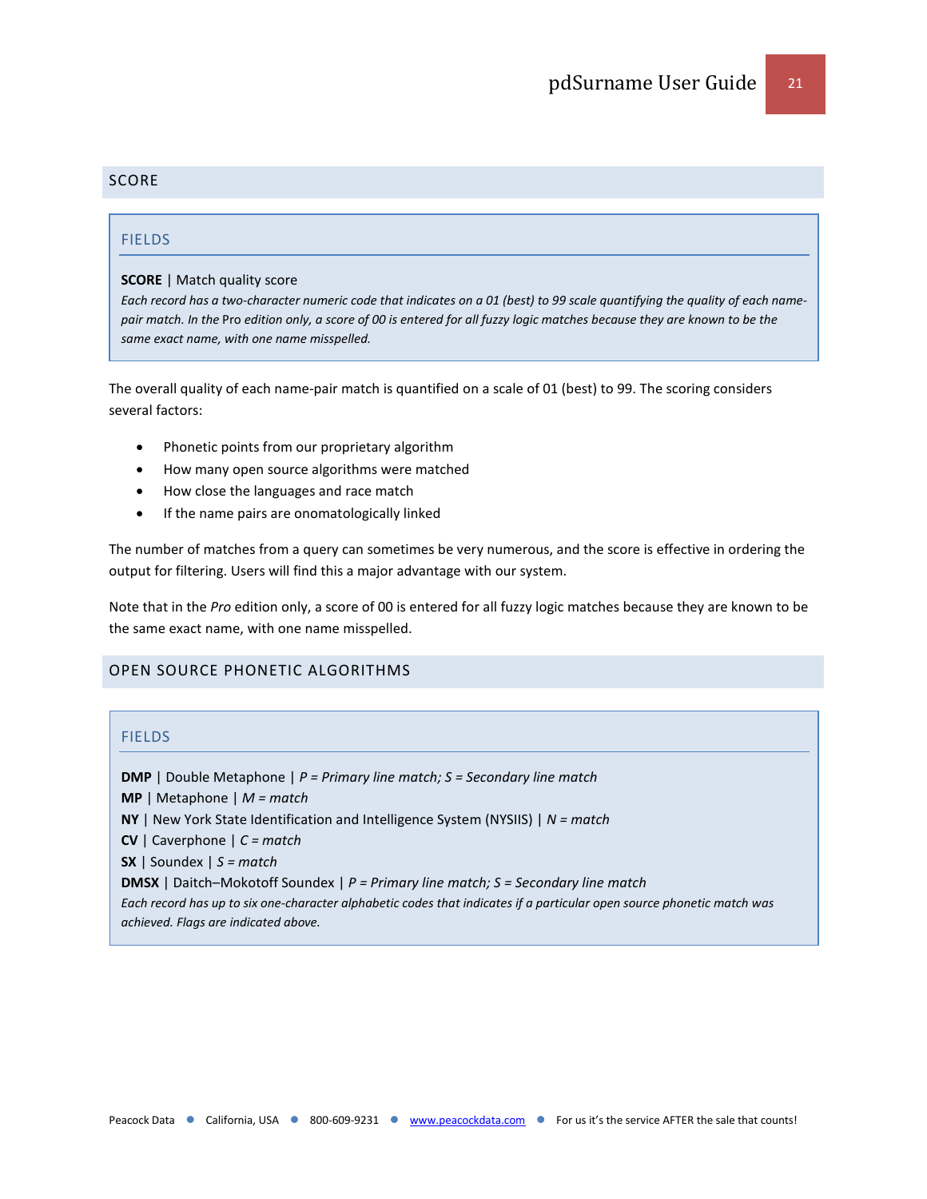## SCORE

### FIELDS

**SCORE** | Match quality score
*Each record has a two-character numeric code that indicates on a 01 (best) to 99 scale quantifying the quality of each name-pair match. In the* Pro *edition only, a score of 00 is entered for all fuzzy logic matches because they are known to be the same exact name, with one name misspelled.*

The overall quality of each name-pair match is quantified on a scale of 01 (best) to 99. The scoring considers several factors:

- Phonetic points from our proprietary algorithm
- How many open source algorithms were matched
- How close the languages and race match
- If the name pairs are onomatologically linked

The number of matches from a query can sometimes be very numerous, and the score is effective in ordering the output for filtering. Users will find this a major advantage with our system.

Note that in the *Pro* edition only, a score of 00 is entered for all fuzzy logic matches because they are known to be the same exact name, with one name misspelled.

## OPEN SOURCE PHONETIC ALGORITHMS

### FIELDS

**DMP** | Double Metaphone | *P = Primary line match; S = Secondary line match*
**MP** | Metaphone | *M = match*
**NY** | New York State Identification and Intelligence System (NYSIIS) | *N = match*
**CV** | Caverphone | *C = match*
**SX** | Soundex | *S = match*
**DMSX** | Daitch–Mokotoff Soundex | *P = Primary line match; S = Secondary line match*
*Each record has up to six one-character alphabetic codes that indicates if a particular open source phonetic match was achieved. Flags are indicated above.*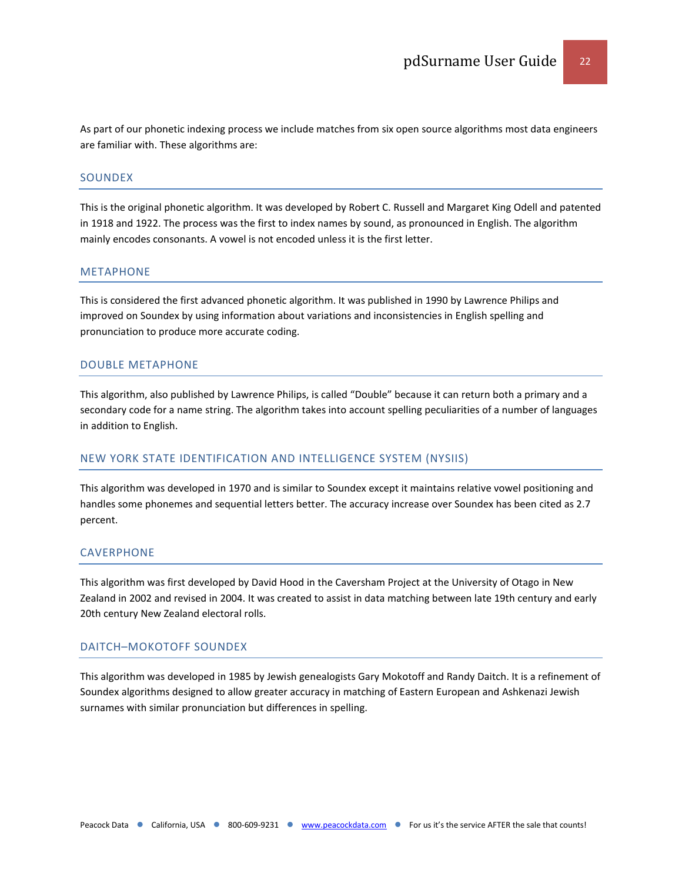As part of our phonetic indexing process we include matches from six open source algorithms most data engineers are familiar with. These algorithms are:

## SOUNDEX

This is the original phonetic algorithm. It was developed by Robert C. Russell and Margaret King Odell and patented in 1918 and 1922. The process was the first to index names by sound, as pronounced in English. The algorithm mainly encodes consonants. A vowel is not encoded unless it is the first letter.

## METAPHONE

This is considered the first advanced phonetic algorithm. It was published in 1990 by Lawrence Philips and improved on Soundex by using information about variations and inconsistencies in English spelling and pronunciation to produce more accurate coding.

## DOUBLE METAPHONE

This algorithm, also published by Lawrence Philips, is called "Double" because it can return both a primary and a secondary code for a name string. The algorithm takes into account spelling peculiarities of a number of languages in addition to English.

## NEW YORK STATE IDENTIFICATION AND INTELLIGENCE SYSTEM (NYSIIS)

This algorithm was developed in 1970 and is similar to Soundex except it maintains relative vowel positioning and handles some phonemes and sequential letters better. The accuracy increase over Soundex has been cited as 2.7 percent.

## CAVERPHONE

This algorithm was first developed by David Hood in the Caversham Project at the University of Otago in New Zealand in 2002 and revised in 2004. It was created to assist in data matching between late 19th century and early 20th century New Zealand electoral rolls.

## DAITCH–MOKOTOFF SOUNDEX

This algorithm was developed in 1985 by Jewish genealogists Gary Mokotoff and Randy Daitch. It is a refinement of Soundex algorithms designed to allow greater accuracy in matching of Eastern European and Ashkenazi Jewish surnames with similar pronunciation but differences in spelling.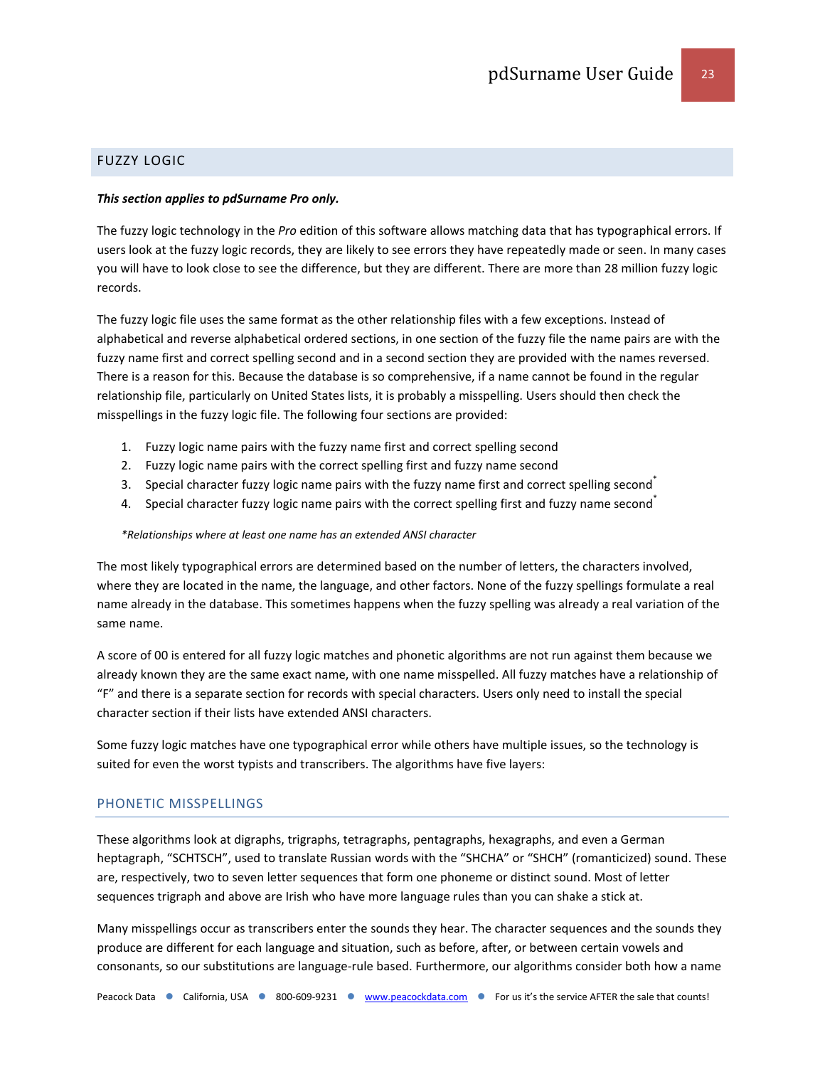## FUZZY LOGIC

***This section applies to pdSurname Pro only.***

The fuzzy logic technology in the *Pro* edition of this software allows matching data that has typographical errors. If users look at the fuzzy logic records, they are likely to see errors they have repeatedly made or seen. In many cases you will have to look close to see the difference, but they are different. There are more than 28 million fuzzy logic records.

The fuzzy logic file uses the same format as the other relationship files with a few exceptions. Instead of alphabetical and reverse alphabetical ordered sections, in one section of the fuzzy file the name pairs are with the fuzzy name first and correct spelling second and in a second section they are provided with the names reversed. There is a reason for this. Because the database is so comprehensive, if a name cannot be found in the regular relationship file, particularly on United States lists, it is probably a misspelling. Users should then check the misspellings in the fuzzy logic file. The following four sections are provided:

1. Fuzzy logic name pairs with the fuzzy name first and correct spelling second
2. Fuzzy logic name pairs with the correct spelling first and fuzzy name second
3. Special character fuzzy logic name pairs with the fuzzy name first and correct spelling second*
4. Special character fuzzy logic name pairs with the correct spelling first and fuzzy name second*

*\*Relationships where at least one name has an extended ANSI character*

The most likely typographical errors are determined based on the number of letters, the characters involved, where they are located in the name, the language, and other factors. None of the fuzzy spellings formulate a real name already in the database. This sometimes happens when the fuzzy spelling was already a real variation of the same name.

A score of 00 is entered for all fuzzy logic matches and phonetic algorithms are not run against them because we already known they are the same exact name, with one name misspelled. All fuzzy matches have a relationship of "F" and there is a separate section for records with special characters. Users only need to install the special character section if their lists have extended ANSI characters.

Some fuzzy logic matches have one typographical error while others have multiple issues, so the technology is suited for even the worst typists and transcribers. The algorithms have five layers:

### PHONETIC MISSPELLINGS

These algorithms look at digraphs, trigraphs, tetragraphs, pentagraphs, hexagraphs, and even a German heptagraph, "SCHTSCH", used to translate Russian words with the "SHCHA" or "SHCH" (romanticized) sound. These are, respectively, two to seven letter sequences that form one phoneme or distinct sound. Most of letter sequences trigraph and above are Irish who have more language rules than you can shake a stick at.

Many misspellings occur as transcribers enter the sounds they hear. The character sequences and the sounds they produce are different for each language and situation, such as before, after, or between certain vowels and consonants, so our substitutions are language-rule based. Furthermore, our algorithms consider both how a name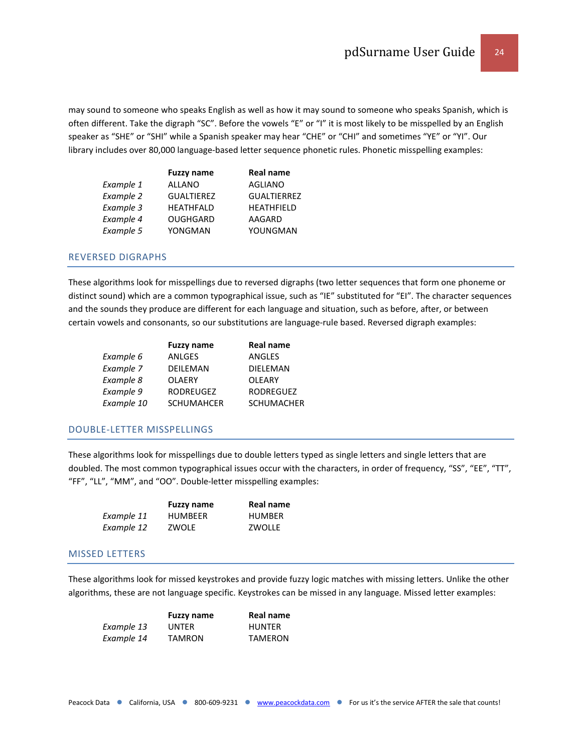may sound to someone who speaks English as well as how it may sound to someone who speaks Spanish, which is often different. Take the digraph “SC”. Before the vowels “E” or “I” it is most likely to be misspelled by an English speaker as “SHE” or “SHI” while a Spanish speaker may hear “CHE” or “CHI” and sometimes “YE” or “YI”. Our library includes over 80,000 language-based letter sequence phonetic rules. Phonetic misspelling examples:

| | Fuzzy name | Real name |
|---|---|---|
| *Example 1* | ALLANO | AGLIANO |
| *Example 2* | GUALTIEREZ | GUALTIERREZ |
| *Example 3* | HEATHFALD | HEATHFIELD |
| *Example 4* | OUGHGARD | AAGARD |
| *Example 5* | YONGMAN | YOUNGMAN |

## REVERSED DIGRAPHS

These algorithms look for misspellings due to reversed digraphs (two letter sequences that form one phoneme or distinct sound) which are a common typographical issue, such as “IE” substituted for “EI”. The character sequences and the sounds they produce are different for each language and situation, such as before, after, or between certain vowels and consonants, so our substitutions are language-rule based. Reversed digraph examples:

| | Fuzzy name | Real name |
|---|---|---|
| *Example 6* | ANLGES | ANGLES |
| *Example 7* | DEILEMAN | DIELEMAN |
| *Example 8* | OLAERY | OLEARY |
| *Example 9* | RODREUGEZ | RODREGUEZ |
| *Example 10* | SCHUMAHCER | SCHUMACHER |

## DOUBLE-LETTER MISSPELLINGS

These algorithms look for misspellings due to double letters typed as single letters and single letters that are doubled. The most common typographical issues occur with the characters, in order of frequency, “SS”, “EE”, “TT”, “FF”, “LL”, “MM”, and “OO”. Double-letter misspelling examples:

| | Fuzzy name | Real name |
|---|---|---|
| *Example 11* | HUMBEER | HUMBER |
| *Example 12* | ZWOLE | ZWOLLE |

## MISSED LETTERS

These algorithms look for missed keystrokes and provide fuzzy logic matches with missing letters. Unlike the other algorithms, these are not language specific. Keystrokes can be missed in any language. Missed letter examples:

| | Fuzzy name | Real name |
|---|---|---|
| *Example 13* | UNTER | HUNTER |
| *Example 14* | TAMRON | TAMERON |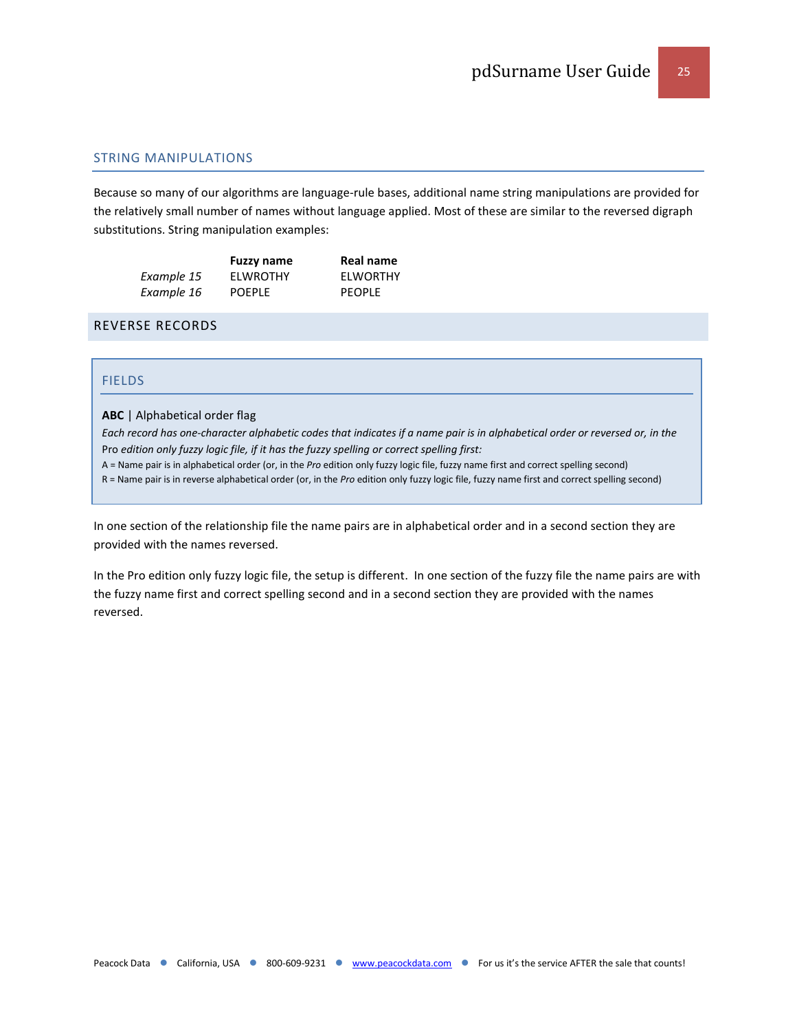## STRING MANIPULATIONS

Because so many of our algorithms are language-rule bases, additional name string manipulations are provided for the relatively small number of names without language applied. Most of these are similar to the reversed digraph substitutions. String manipulation examples:

| | Fuzzy name | Real name |
|---|---|---|
| *Example 15* | ELWROTHY | ELWORTHY |
| *Example 16* | POEPLE | PEOPLE |

## REVERSE RECORDS

### FIELDS

**ABC** | Alphabetical order flag

*Each record has one-character alphabetic codes that indicates if a name pair is in alphabetical order or reversed or, in the* Pro *edition only fuzzy logic file, if it has the fuzzy spelling or correct spelling first:*

A = Name pair is in alphabetical order (or, in the *Pro* edition only fuzzy logic file, fuzzy name first and correct spelling second)

R = Name pair is in reverse alphabetical order (or, in the *Pro* edition only fuzzy logic file, fuzzy name first and correct spelling second)

In one section of the relationship file the name pairs are in alphabetical order and in a second section they are provided with the names reversed.

In the Pro edition only fuzzy logic file, the setup is different. In one section of the fuzzy file the name pairs are with the fuzzy name first and correct spelling second and in a second section they are provided with the names reversed.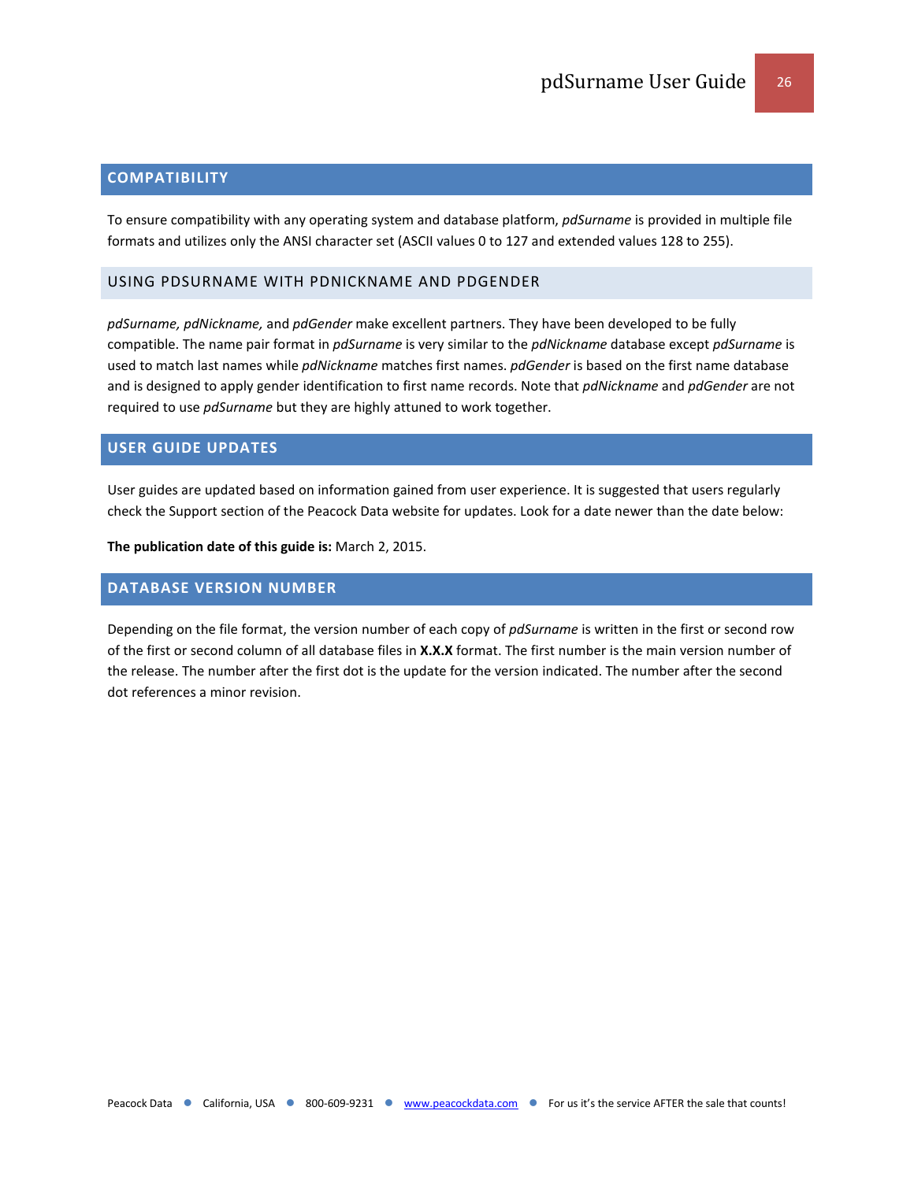## COMPATIBILITY

To ensure compatibility with any operating system and database platform, *pdSurname* is provided in multiple file formats and utilizes only the ANSI character set (ASCII values 0 to 127 and extended values 128 to 255).

### USING PDSURNAME WITH PDNICKNAME AND PDGENDER

*pdSurname, pdNickname,* and *pdGender* make excellent partners. They have been developed to be fully compatible. The name pair format in *pdSurname* is very similar to the *pdNickname* database except *pdSurname* is used to match last names while *pdNickname* matches first names. *pdGender* is based on the first name database and is designed to apply gender identification to first name records. Note that *pdNickname* and *pdGender* are not required to use *pdSurname* but they are highly attuned to work together.

## USER GUIDE UPDATES

User guides are updated based on information gained from user experience. It is suggested that users regularly check the Support section of the Peacock Data website for updates. Look for a date newer than the date below:

**The publication date of this guide is:** March 2, 2015.

## DATABASE VERSION NUMBER

Depending on the file format, the version number of each copy of *pdSurname* is written in the first or second row of the first or second column of all database files in **X.X.X** format. The first number is the main version number of the release. The number after the first dot is the update for the version indicated. The number after the second dot references a minor revision.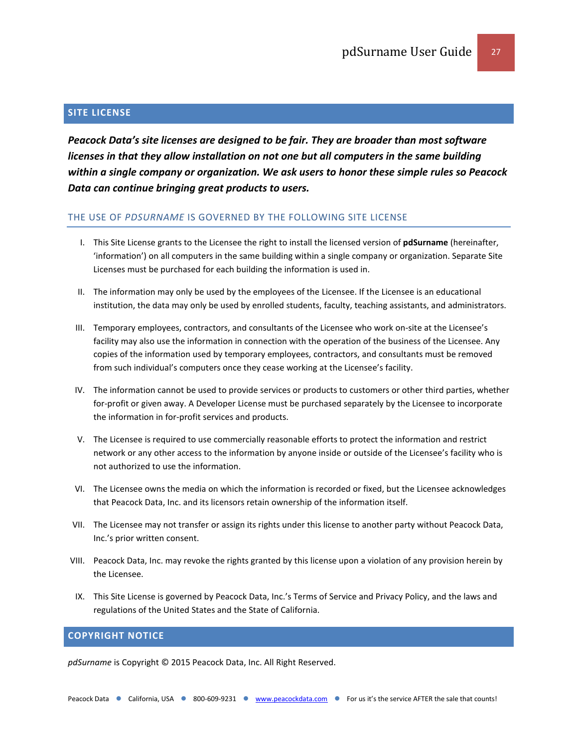## SITE LICENSE

***Peacock Data's site licenses are designed to be fair. They are broader than most software licenses in that they allow installation on not one but all computers in the same building within a single company or organization. We ask users to honor these simple rules so Peacock Data can continue bringing great products to users.***

### THE USE OF *PDSURNAME* IS GOVERNED BY THE FOLLOWING SITE LICENSE

I. This Site License grants to the Licensee the right to install the licensed version of **pdSurname** (hereinafter, 'information') on all computers in the same building within a single company or organization. Separate Site Licenses must be purchased for each building the information is used in.

II. The information may only be used by the employees of the Licensee. If the Licensee is an educational institution, the data may only be used by enrolled students, faculty, teaching assistants, and administrators.

III. Temporary employees, contractors, and consultants of the Licensee who work on-site at the Licensee's facility may also use the information in connection with the operation of the business of the Licensee. Any copies of the information used by temporary employees, contractors, and consultants must be removed from such individual's computers once they cease working at the Licensee's facility.

IV. The information cannot be used to provide services or products to customers or other third parties, whether for-profit or given away. A Developer License must be purchased separately by the Licensee to incorporate the information in for-profit services and products.

V. The Licensee is required to use commercially reasonable efforts to protect the information and restrict network or any other access to the information by anyone inside or outside of the Licensee's facility who is not authorized to use the information.

VI. The Licensee owns the media on which the information is recorded or fixed, but the Licensee acknowledges that Peacock Data, Inc. and its licensors retain ownership of the information itself.

VII. The Licensee may not transfer or assign its rights under this license to another party without Peacock Data, Inc.'s prior written consent.

VIII. Peacock Data, Inc. may revoke the rights granted by this license upon a violation of any provision herein by the Licensee.

IX. This Site License is governed by Peacock Data, Inc.'s Terms of Service and Privacy Policy, and the laws and regulations of the United States and the State of California.

## COPYRIGHT NOTICE

*pdSurname* is Copyright © 2015 Peacock Data, Inc. All Right Reserved.